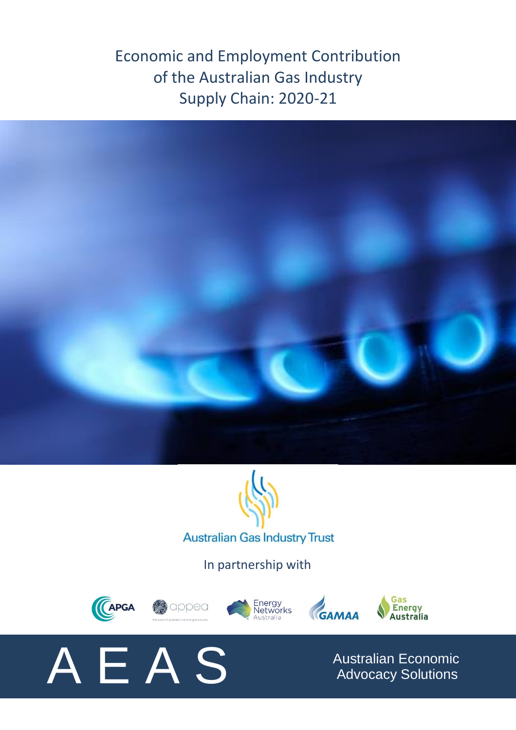# Economic and Employment Contribution of the Australian Gas Industry Supply Chain: 2020-21

Australian Gas Industry Trust

In partnership with

APGA appea Energy Networks Australia GAMAA Gas Energy Australia

AEAS

Australian Economic Advocacy Solutions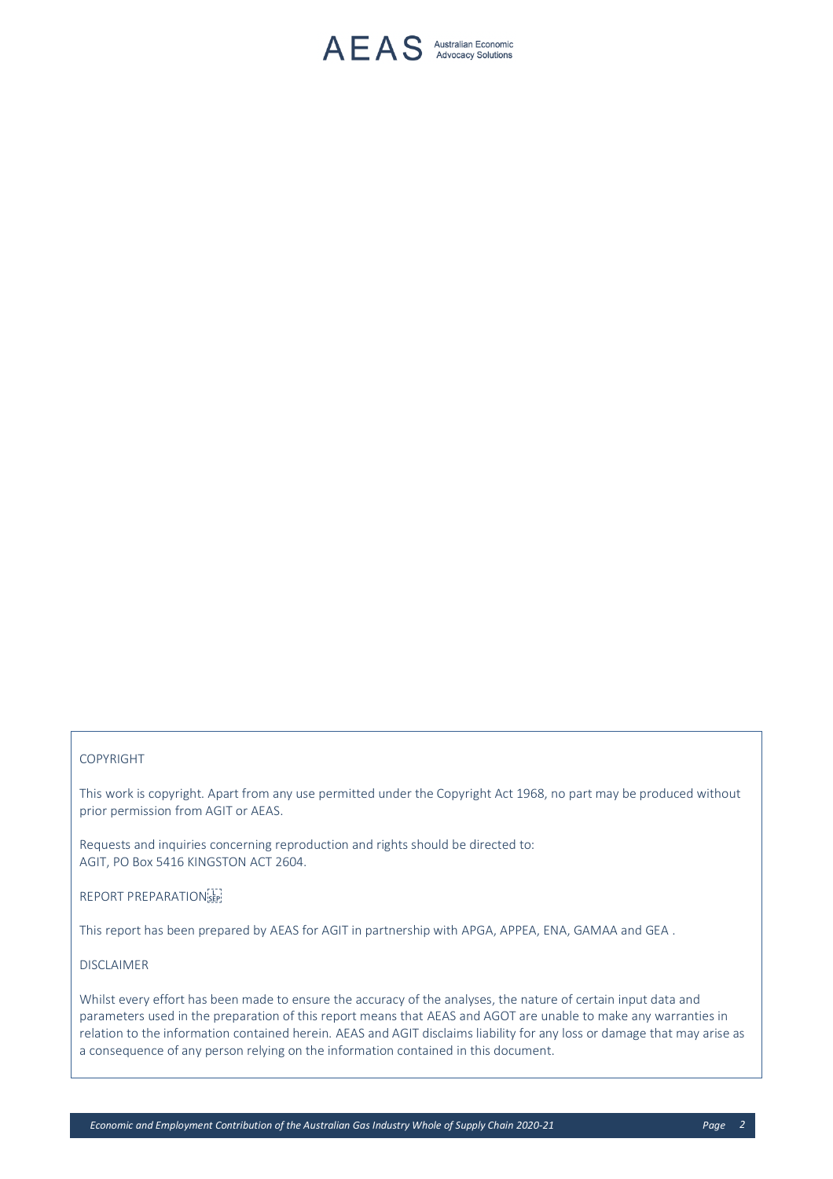COPYRIGHT

This work is copyright. Apart from any use permitted under the Copyright Act 1968, no part may be produced without prior permission from AGIT or AEAS.

Requests and inquiries concerning reproduction and rights should be directed to:
AGIT, PO Box 5416 KINGSTON ACT 2604.

REPORT PREPARATION

This report has been prepared by AEAS for AGIT in partnership with APGA, APPEA, ENA, GAMAA and GEA .

DISCLAIMER

Whilst every effort has been made to ensure the accuracy of the analyses, the nature of certain input data and parameters used in the preparation of this report means that AEAS and AGOT are unable to make any warranties in relation to the information contained herein. AEAS and AGIT disclaims liability for any loss or damage that may arise as a consequence of any person relying on the information contained in this document.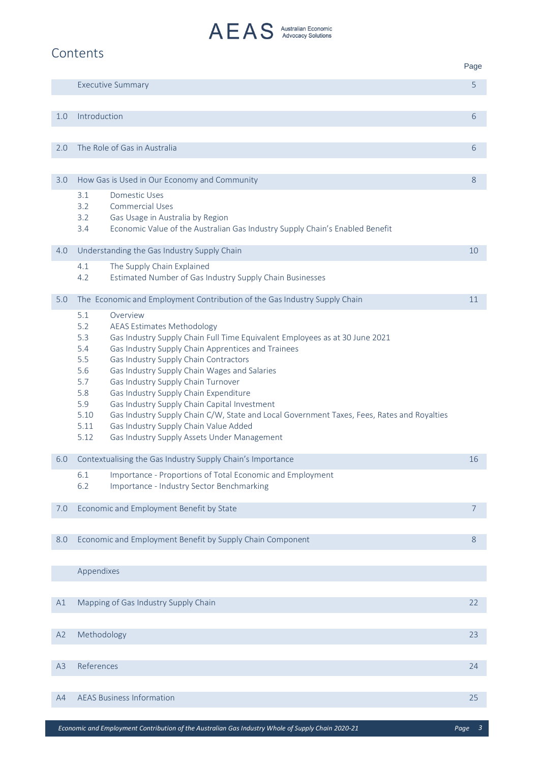# Contents

| | | Page |
|---|---|---|
| | Executive Summary | 5 |
| 1.0 | Introduction | 6 |
| 2.0 | The Role of Gas in Australia | 6 |
| 3.0 | How Gas is Used in Our Economy and Community | 8 |
| | 3.1 Domestic Uses | |
| | 3.2 Commercial Uses | |
| | 3.2 Gas Usage in Australia by Region | |
| | 3.4 Economic Value of the Australian Gas Industry Supply Chain's Enabled Benefit | |
| 4.0 | Understanding the Gas Industry Supply Chain | 10 |
| | 4.1 The Supply Chain Explained | |
| | 4.2 Estimated Number of Gas Industry Supply Chain Businesses | |
| 5.0 | The Economic and Employment Contribution of the Gas Industry Supply Chain | 11 |
| | 5.1 Overview | |
| | 5.2 AEAS Estimates Methodology | |
| | 5.3 Gas Industry Supply Chain Full Time Equivalent Employees as at 30 June 2021 | |
| | 5.4 Gas Industry Supply Chain Apprentices and Trainees | |
| | 5.5 Gas Industry Supply Chain Contractors | |
| | 5.6 Gas Industry Supply Chain Wages and Salaries | |
| | 5.7 Gas Industry Supply Chain Turnover | |
| | 5.8 Gas Industry Supply Chain Expenditure | |
| | 5.9 Gas Industry Supply Chain Capital Investment | |
| | 5.10 Gas Industry Supply Chain C/W, State and Local Government Taxes, Fees, Rates and Royalties | |
| | 5.11 Gas Industry Supply Chain Value Added | |
| | 5.12 Gas Industry Supply Assets Under Management | |
| 6.0 | Contextualising the Gas Industry Supply Chain's Importance | 16 |
| | 6.1 Importance - Proportions of Total Economic and Employment | |
| | 6.2 Importance - Industry Sector Benchmarking | |
| 7.0 | Economic and Employment Benefit by State | 7 |
| 8.0 | Economic and Employment Benefit by Supply Chain Component | 8 |
| | Appendixes | |
| A1 | Mapping of Gas Industry Supply Chain | 22 |
| A2 | Methodology | 23 |
| A3 | References | 24 |
| A4 | AEAS Business Information | 25 |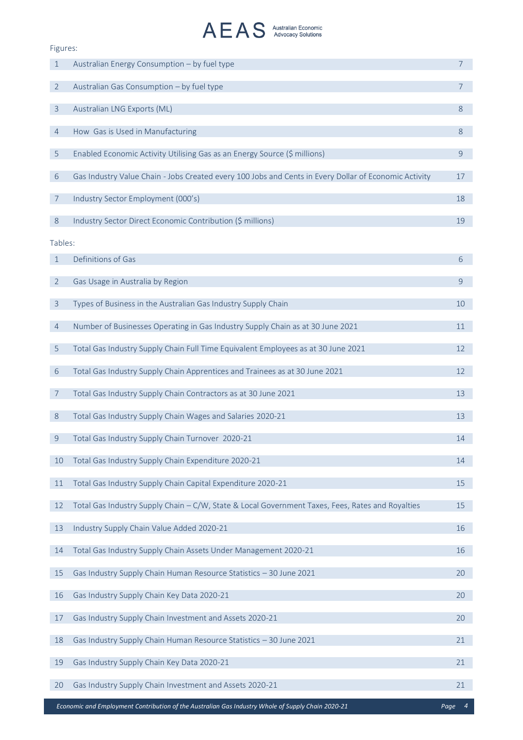Figures:

| | | |
|---|---|---|
| 1 | Australian Energy Consumption – by fuel type | 7 |
| 2 | Australian Gas Consumption – by fuel type | 7 |
| 3 | Australian LNG Exports (ML) | 8 |
| 4 | How Gas is Used in Manufacturing | 8 |
| 5 | Enabled Economic Activity Utilising Gas as an Energy Source ($ millions) | 9 |
| 6 | Gas Industry Value Chain - Jobs Created every 100 Jobs and Cents in Every Dollar of Economic Activity | 17 |
| 7 | Industry Sector Employment (000's) | 18 |
| 8 | Industry Sector Direct Economic Contribution ($ millions) | 19 |

Tables:

| | | |
|---|---|---|
| 1 | Definitions of Gas | 6 |
| 2 | Gas Usage in Australia by Region | 9 |
| 3 | Types of Business in the Australian Gas Industry Supply Chain | 10 |
| 4 | Number of Businesses Operating in Gas Industry Supply Chain as at 30 June 2021 | 11 |
| 5 | Total Gas Industry Supply Chain Full Time Equivalent Employees as at 30 June 2021 | 12 |
| 6 | Total Gas Industry Supply Chain Apprentices and Trainees as at 30 June 2021 | 12 |
| 7 | Total Gas Industry Supply Chain Contractors as at 30 June 2021 | 13 |
| 8 | Total Gas Industry Supply Chain Wages and Salaries 2020-21 | 13 |
| 9 | Total Gas Industry Supply Chain Turnover 2020-21 | 14 |
| 10 | Total Gas Industry Supply Chain Expenditure 2020-21 | 14 |
| 11 | Total Gas Industry Supply Chain Capital Expenditure 2020-21 | 15 |
| 12 | Total Gas Industry Supply Chain – C/W, State & Local Government Taxes, Fees, Rates and Royalties | 15 |
| 13 | Industry Supply Chain Value Added 2020-21 | 16 |
| 14 | Total Gas Industry Supply Chain Assets Under Management 2020-21 | 16 |
| 15 | Gas Industry Supply Chain Human Resource Statistics – 30 June 2021 | 20 |
| 16 | Gas Industry Supply Chain Key Data 2020-21 | 20 |
| 17 | Gas Industry Supply Chain Investment and Assets 2020-21 | 20 |
| 18 | Gas Industry Supply Chain Human Resource Statistics – 30 June 2021 | 21 |
| 19 | Gas Industry Supply Chain Key Data 2020-21 | 21 |
| 20 | Gas Industry Supply Chain Investment and Assets 2020-21 | 21 |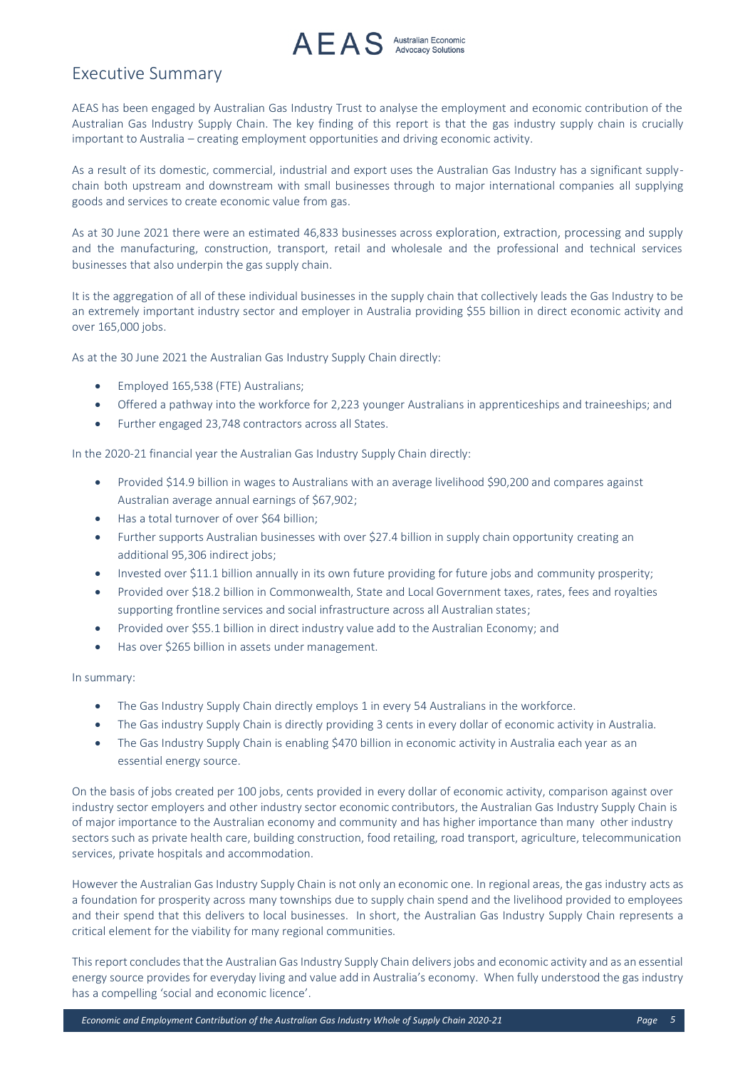# Executive Summary

AEAS has been engaged by Australian Gas Industry Trust to analyse the employment and economic contribution of the Australian Gas Industry Supply Chain. The key finding of this report is that the gas industry supply chain is crucially important to Australia – creating employment opportunities and driving economic activity.

As a result of its domestic, commercial, industrial and export uses the Australian Gas Industry has a significant supply-chain both upstream and downstream with small businesses through to major international companies all supplying goods and services to create economic value from gas.

As at 30 June 2021 there were an estimated 46,833 businesses across exploration, extraction, processing and supply and the manufacturing, construction, transport, retail and wholesale and the professional and technical services businesses that also underpin the gas supply chain.

It is the aggregation of all of these individual businesses in the supply chain that collectively leads the Gas Industry to be an extremely important industry sector and employer in Australia providing \$55 billion in direct economic activity and over 165,000 jobs.

As at the 30 June 2021 the Australian Gas Industry Supply Chain directly:

- Employed 165,538 (FTE) Australians;
- Offered a pathway into the workforce for 2,223 younger Australians in apprenticeships and traineeships; and
- Further engaged 23,748 contractors across all States.

In the 2020-21 financial year the Australian Gas Industry Supply Chain directly:

- Provided \$14.9 billion in wages to Australians with an average livelihood \$90,200 and compares against Australian average annual earnings of \$67,902;
- Has a total turnover of over \$64 billion;
- Further supports Australian businesses with over \$27.4 billion in supply chain opportunity creating an additional 95,306 indirect jobs;
- Invested over \$11.1 billion annually in its own future providing for future jobs and community prosperity;
- Provided over \$18.2 billion in Commonwealth, State and Local Government taxes, rates, fees and royalties supporting frontline services and social infrastructure across all Australian states;
- Provided over \$55.1 billion in direct industry value add to the Australian Economy; and
- Has over \$265 billion in assets under management.

In summary:

- The Gas Industry Supply Chain directly employs 1 in every 54 Australians in the workforce.
- The Gas industry Supply Chain is directly providing 3 cents in every dollar of economic activity in Australia.
- The Gas Industry Supply Chain is enabling \$470 billion in economic activity in Australia each year as an essential energy source.

On the basis of jobs created per 100 jobs, cents provided in every dollar of economic activity, comparison against over industry sector employers and other industry sector economic contributors, the Australian Gas Industry Supply Chain is of major importance to the Australian economy and community and has higher importance than many other industry sectors such as private health care, building construction, food retailing, road transport, agriculture, telecommunication services, private hospitals and accommodation.

However the Australian Gas Industry Supply Chain is not only an economic one. In regional areas, the gas industry acts as a foundation for prosperity across many townships due to supply chain spend and the livelihood provided to employees and their spend that this delivers to local businesses. In short, the Australian Gas Industry Supply Chain represents a critical element for the viability for many regional communities.

This report concludes that the Australian Gas Industry Supply Chain delivers jobs and economic activity and as an essential energy source provides for everyday living and value add in Australia's economy. When fully understood the gas industry has a compelling 'social and economic licence'.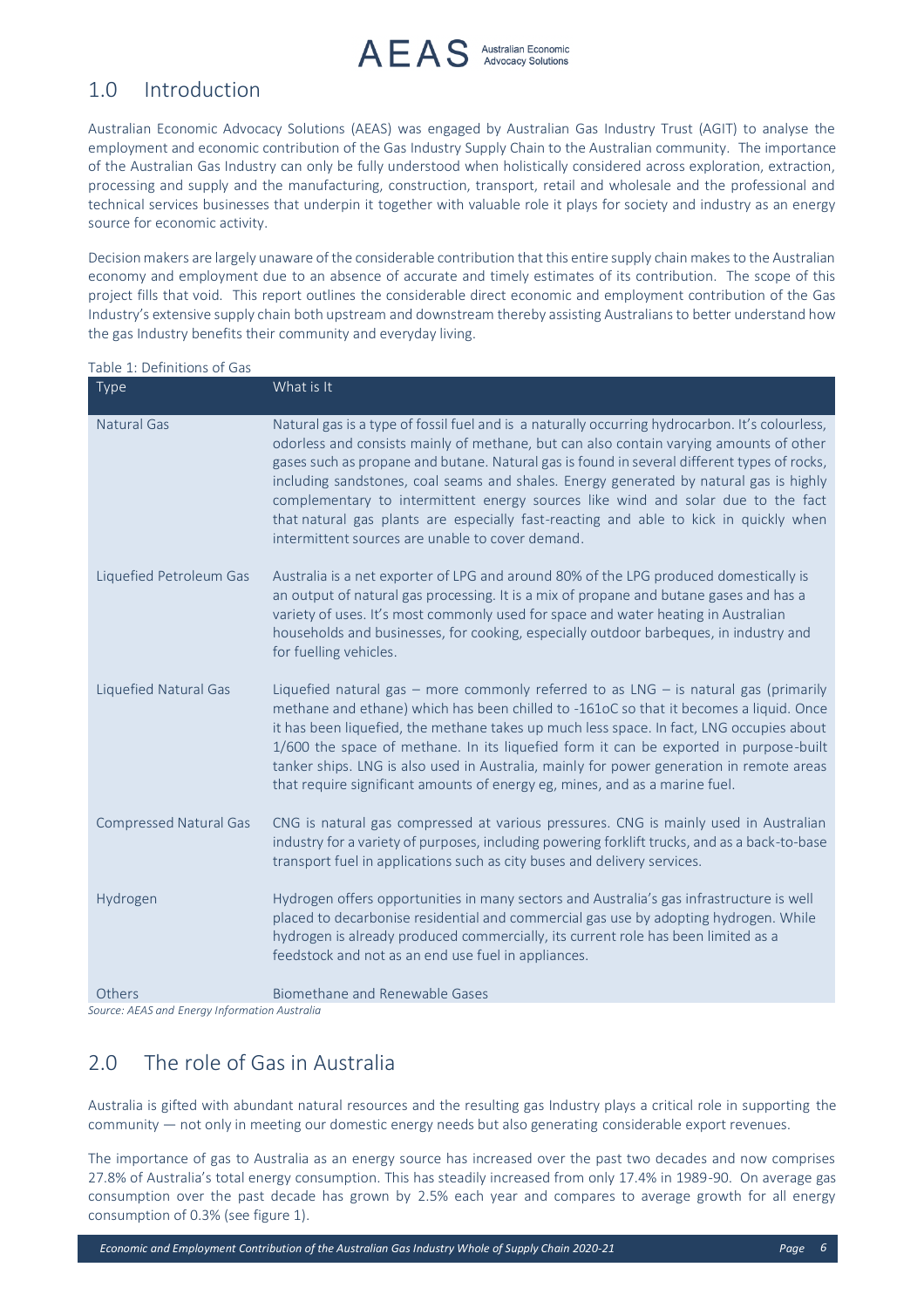## 1.0 Introduction

Australian Economic Advocacy Solutions (AEAS) was engaged by Australian Gas Industry Trust (AGIT) to analyse the employment and economic contribution of the Gas Industry Supply Chain to the Australian community. The importance of the Australian Gas Industry can only be fully understood when holistically considered across exploration, extraction, processing and supply and the manufacturing, construction, transport, retail and wholesale and the professional and technical services businesses that underpin it together with valuable role it plays for society and industry as an energy source for economic activity.

Decision makers are largely unaware of the considerable contribution that this entire supply chain makes to the Australian economy and employment due to an absence of accurate and timely estimates of its contribution. The scope of this project fills that void. This report outlines the considerable direct economic and employment contribution of the Gas Industry's extensive supply chain both upstream and downstream thereby assisting Australians to better understand how the gas Industry benefits their community and everyday living.

Table 1: Definitions of Gas

| Type | What is It |
|---|---|
| Natural Gas | Natural gas is a type of fossil fuel and is a naturally occurring hydrocarbon. It's colourless, odorless and consists mainly of methane, but can also contain varying amounts of other gases such as propane and butane. Natural gas is found in several different types of rocks, including sandstones, coal seams and shales. Energy generated by natural gas is highly complementary to intermittent energy sources like wind and solar due to the fact that natural gas plants are especially fast-reacting and able to kick in quickly when intermittent sources are unable to cover demand. |
| Liquefied Petroleum Gas | Australia is a net exporter of LPG and around 80% of the LPG produced domestically is an output of natural gas processing. It is a mix of propane and butane gases and has a variety of uses. It's most commonly used for space and water heating in Australian households and businesses, for cooking, especially outdoor barbeques, in industry and for fuelling vehicles. |
| Liquefied Natural Gas | Liquefied natural gas – more commonly referred to as LNG – is natural gas (primarily methane and ethane) which has been chilled to -161oC so that it becomes a liquid. Once it has been liquefied, the methane takes up much less space. In fact, LNG occupies about 1/600 the space of methane. In its liquefied form it can be exported in purpose-built tanker ships. LNG is also used in Australia, mainly for power generation in remote areas that require significant amounts of energy eg, mines, and as a marine fuel. |
| Compressed Natural Gas | CNG is natural gas compressed at various pressures. CNG is mainly used in Australian industry for a variety of purposes, including powering forklift trucks, and as a back-to-base transport fuel in applications such as city buses and delivery services. |
| Hydrogen | Hydrogen offers opportunities in many sectors and Australia's gas infrastructure is well placed to decarbonise residential and commercial gas use by adopting hydrogen. While hydrogen is already produced commercially, its current role has been limited as a feedstock and not as an end use fuel in appliances. |
| Others | Biomethane and Renewable Gases |

*Source: AEAS and Energy Information Australia*

## 2.0 The role of Gas in Australia

Australia is gifted with abundant natural resources and the resulting gas Industry plays a critical role in supporting the community — not only in meeting our domestic energy needs but also generating considerable export revenues.

The importance of gas to Australia as an energy source has increased over the past two decades and now comprises 27.8% of Australia's total energy consumption. This has steadily increased from only 17.4% in 1989-90. On average gas consumption over the past decade has grown by 2.5% each year and compares to average growth for all energy consumption of 0.3% (see figure 1).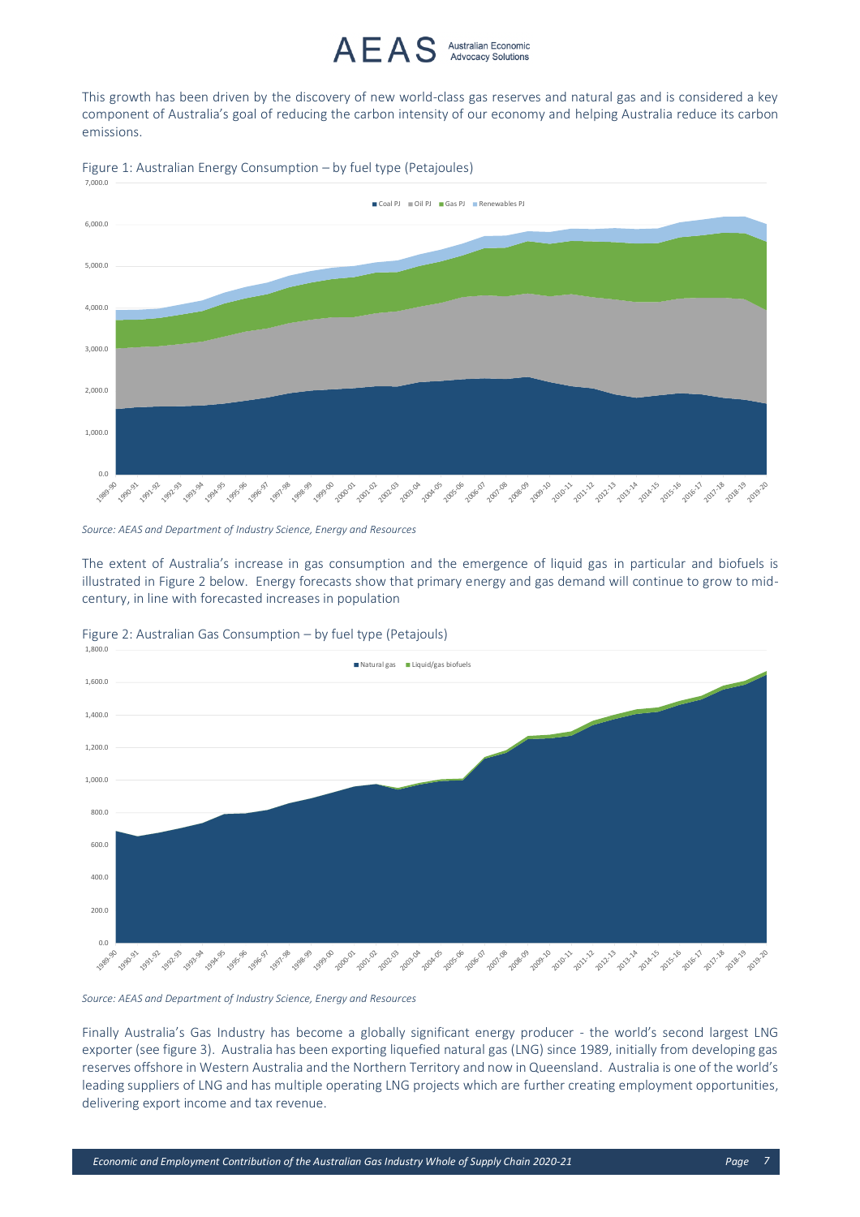This growth has been driven by the discovery of new world-class gas reserves and natural gas and is considered a key component of Australia's goal of reducing the carbon intensity of our economy and helping Australia reduce its carbon emissions.

Figure 1: Australian Energy Consumption – by fuel type (Petajoules)

*Source: AEAS and Department of Industry Science, Energy and Resources*

The extent of Australia's increase in gas consumption and the emergence of liquid gas in particular and biofuels is illustrated in Figure 2 below. Energy forecasts show that primary energy and gas demand will continue to grow to mid-century, in line with forecasted increases in population

Figure 2: Australian Gas Consumption – by fuel type (Petajouls)

*Source: AEAS and Department of Industry Science, Energy and Resources*

Finally Australia's Gas Industry has become a globally significant energy producer - the world's second largest LNG exporter (see figure 3). Australia has been exporting liquefied natural gas (LNG) since 1989, initially from developing gas reserves offshore in Western Australia and the Northern Territory and now in Queensland. Australia is one of the world's leading suppliers of LNG and has multiple operating LNG projects which are further creating employment opportunities, delivering export income and tax revenue.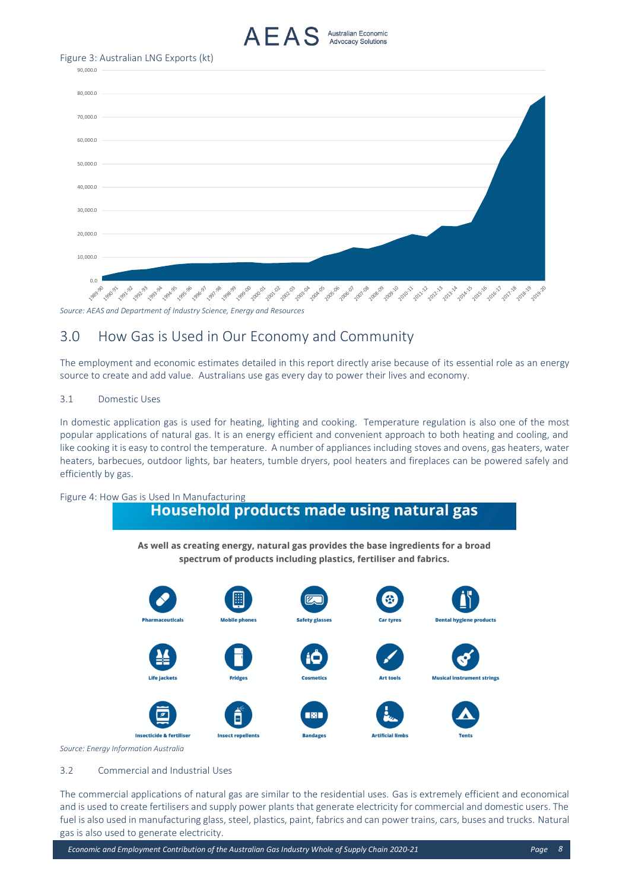Figure 3: Australian LNG Exports (kt)

Source: AEAS and Department of Industry Science, Energy and Resources

## 3.0 How Gas is Used in Our Economy and Community

The employment and economic estimates detailed in this report directly arise because of its essential role as an energy source to create and add value. Australians use gas every day to power their lives and economy.

### 3.1 Domestic Uses

In domestic application gas is used for heating, lighting and cooking. Temperature regulation is also one of the most popular applications of natural gas. It is an energy efficient and convenient approach to both heating and cooling, and like cooking it is easy to control the temperature. A number of appliances including stoves and ovens, gas heaters, water heaters, barbecues, outdoor lights, bar heaters, tumble dryers, pool heaters and fireplaces can be powered safely and efficiently by gas.

Figure 4: How Gas is Used In Manufacturing

**Household products made using natural gas**

**As well as creating energy, natural gas provides the base ingredients for a broad spectrum of products including plastics, fertiliser and fabrics.**

Pharmaceuticals, Mobile phones, Safety glasses, Car tyres, Dental hygiene products, Life jackets, Fridges, Cosmetics, Art tools, Musical instrument strings, Insecticide & fertiliser, Insect repellents, Bandages, Artificial limbs, Tents

Source: Energy Information Australia

### 3.2 Commercial and Industrial Uses

The commercial applications of natural gas are similar to the residential uses. Gas is extremely efficient and economical and is used to create fertilisers and supply power plants that generate electricity for commercial and domestic users. The fuel is also used in manufacturing glass, steel, plastics, paint, fabrics and can power trains, cars, buses and trucks. Natural gas is also used to generate electricity.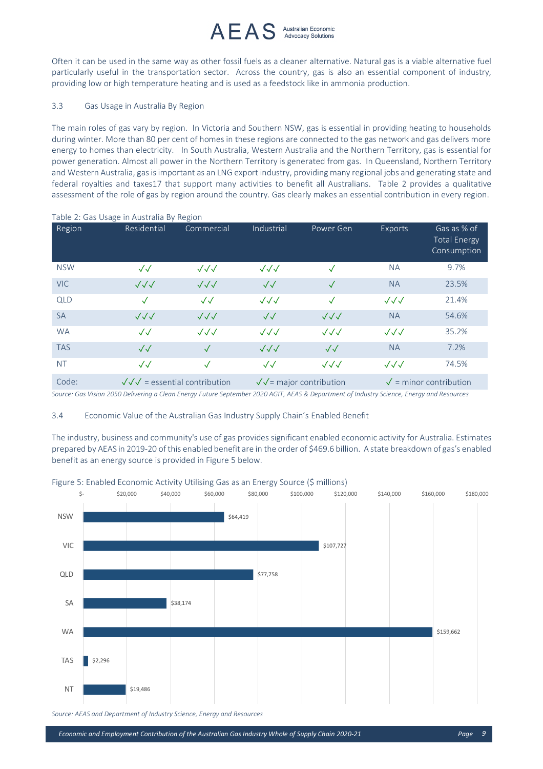Often it can be used in the same way as other fossil fuels as a cleaner alternative. Natural gas is a viable alternative fuel particularly useful in the transportation sector. Across the country, gas is also an essential component of industry, providing low or high temperature heating and is used as a feedstock like in ammonia production.

### 3.3 Gas Usage in Australia By Region

The main roles of gas vary by region. In Victoria and Southern NSW, gas is essential in providing heating to households during winter. More than 80 per cent of homes in these regions are connected to the gas network and gas delivers more energy to homes than electricity. In South Australia, Western Australia and the Northern Territory, gas is essential for power generation. Almost all power in the Northern Territory is generated from gas. In Queensland, Northern Territory and Western Australia, gas is important as an LNG export industry, providing many regional jobs and generating state and federal royalties and taxes17 that support many activities to benefit all Australians. Table 2 provides a qualitative assessment of the role of gas by region around the country. Gas clearly makes an essential contribution in every region.

Table 2: Gas Usage in Australia By Region

| Region | Residential | Commercial | Industrial | Power Gen | Exports | Gas as % of Total Energy Consumption |
|---|---|---|---|---|---|---|
| NSW | ✓✓ | ✓✓✓ | ✓✓✓ | ✓ | NA | 9.7% |
| VIC | ✓✓✓ | ✓✓✓ | ✓✓ | ✓ | NA | 23.5% |
| QLD | ✓ | ✓✓ | ✓✓✓ | ✓ | ✓✓✓ | 21.4% |
| SA | ✓✓✓ | ✓✓✓ | ✓✓ | ✓✓✓ | NA | 54.6% |
| WA | ✓✓ | ✓✓✓ | ✓✓✓ | ✓✓✓ | ✓✓✓ | 35.2% |
| TAS | ✓✓ | ✓ | ✓✓✓ | ✓✓ | NA | 7.2% |
| NT | ✓✓ | ✓ | ✓✓ | ✓✓✓ | ✓✓✓ | 74.5% |
| Code: | ✓✓✓ = essential contribution | | ✓✓= major contribution | | ✓ = minor contribution | |

*Source: Gas Vision 2050 Delivering a Clean Energy Future September 2020 AGIT, AEAS & Department of Industry Science, Energy and Resources*

### 3.4 Economic Value of the Australian Gas Industry Supply Chain's Enabled Benefit

The industry, business and community's use of gas provides significant enabled economic activity for Australia. Estimates prepared by AEAS in 2019-20 of this enabled benefit are in the order of $469.6 billion. A state breakdown of gas's enabled benefit as an energy source is provided in Figure 5 below.

Figure 5: Enabled Economic Activity Utilising Gas as an Energy Source ($ millions)

| Region | $ millions |
|---|---|
| NSW | $64,419 |
| VIC | $107,727 |
| QLD | $77,758 |
| SA | $38,174 |
| WA | $159,662 |
| TAS | $2,296 |
| NT | $19,486 |

*Source: AEAS and Department of Industry Science, Energy and Resources*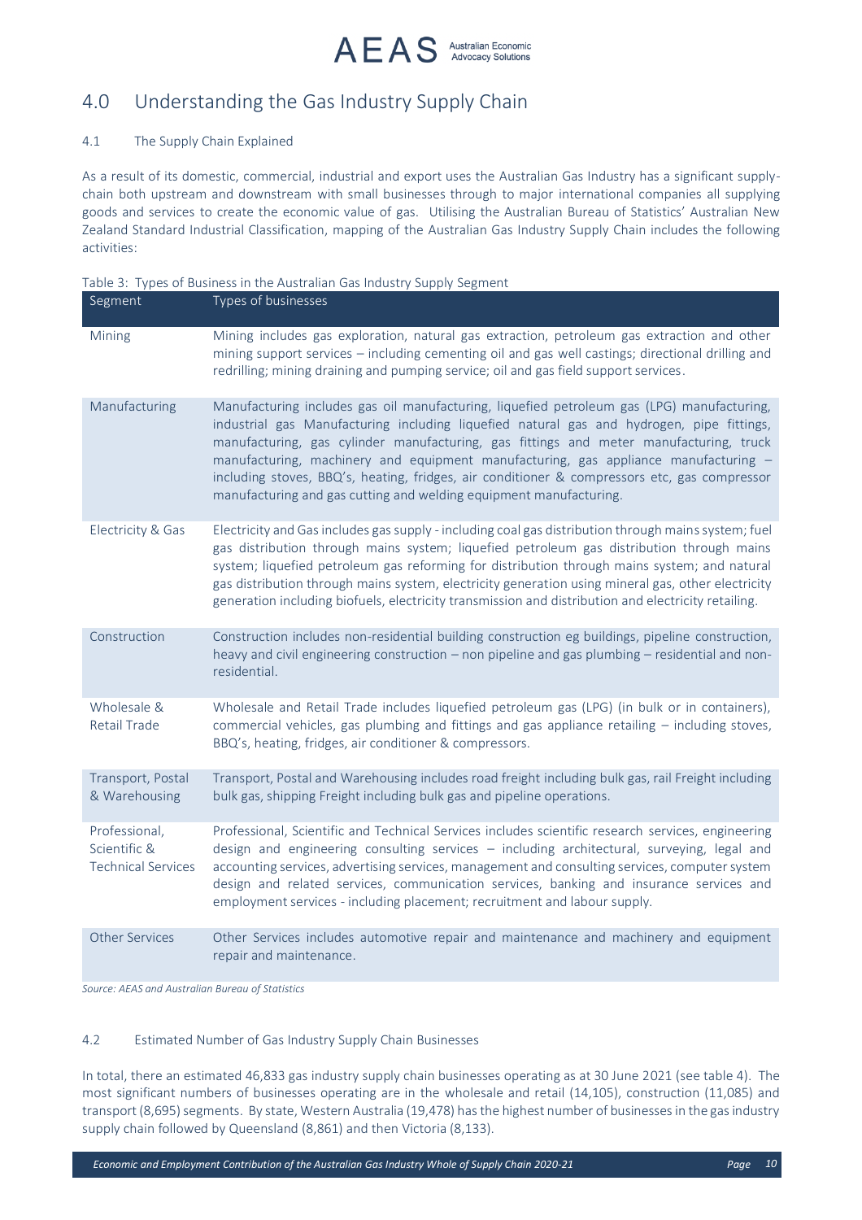## 4.0 Understanding the Gas Industry Supply Chain

### 4.1 The Supply Chain Explained

As a result of its domestic, commercial, industrial and export uses the Australian Gas Industry has a significant supply-chain both upstream and downstream with small businesses through to major international companies all supplying goods and services to create the economic value of gas. Utilising the Australian Bureau of Statistics' Australian New Zealand Standard Industrial Classification, mapping of the Australian Gas Industry Supply Chain includes the following activities:

Table 3: Types of Business in the Australian Gas Industry Supply Segment

| Segment | Types of businesses |
|---|---|
| Mining | Mining includes gas exploration, natural gas extraction, petroleum gas extraction and other mining support services – including cementing oil and gas well castings; directional drilling and redrilling; mining draining and pumping service; oil and gas field support services. |
| Manufacturing | Manufacturing includes gas oil manufacturing, liquefied petroleum gas (LPG) manufacturing, industrial gas Manufacturing including liquefied natural gas and hydrogen, pipe fittings, manufacturing, gas cylinder manufacturing, gas fittings and meter manufacturing, truck manufacturing, machinery and equipment manufacturing, gas appliance manufacturing – including stoves, BBQ's, heating, fridges, air conditioner & compressors etc, gas compressor manufacturing and gas cutting and welding equipment manufacturing. |
| Electricity & Gas | Electricity and Gas includes gas supply - including coal gas distribution through mains system; fuel gas distribution through mains system; liquefied petroleum gas distribution through mains system; liquefied petroleum gas reforming for distribution through mains system; and natural gas distribution through mains system, electricity generation using mineral gas, other electricity generation including biofuels, electricity transmission and distribution and electricity retailing. |
| Construction | Construction includes non-residential building construction eg buildings, pipeline construction, heavy and civil engineering construction – non pipeline and gas plumbing – residential and non-residential. |
| Wholesale & Retail Trade | Wholesale and Retail Trade includes liquefied petroleum gas (LPG) (in bulk or in containers), commercial vehicles, gas plumbing and fittings and gas appliance retailing – including stoves, BBQ's, heating, fridges, air conditioner & compressors. |
| Transport, Postal & Warehousing | Transport, Postal and Warehousing includes road freight including bulk gas, rail Freight including bulk gas, shipping Freight including bulk gas and pipeline operations. |
| Professional, Scientific & Technical Services | Professional, Scientific and Technical Services includes scientific research services, engineering design and engineering consulting services – including architectural, surveying, legal and accounting services, advertising services, management and consulting services, computer system design and related services, communication services, banking and insurance services and employment services - including placement; recruitment and labour supply. |
| Other Services | Other Services includes automotive repair and maintenance and machinery and equipment repair and maintenance. |

*Source: AEAS and Australian Bureau of Statistics*

### 4.2 Estimated Number of Gas Industry Supply Chain Businesses

In total, there an estimated 46,833 gas industry supply chain businesses operating as at 30 June 2021 (see table 4). The most significant numbers of businesses operating are in the wholesale and retail (14,105), construction (11,085) and transport (8,695) segments. By state, Western Australia (19,478) has the highest number of businesses in the gas industry supply chain followed by Queensland (8,861) and then Victoria (8,133).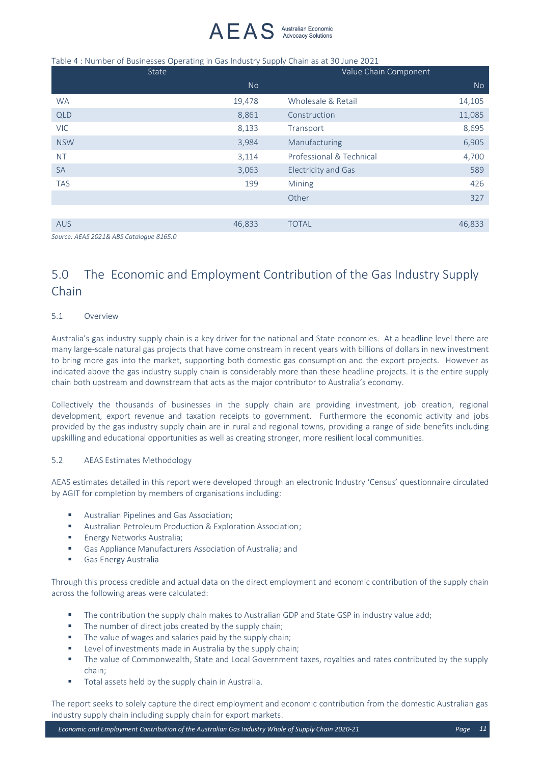Table 4 : Number of Businesses Operating in Gas Industry Supply Chain as at 30 June 2021

| State | | Value Chain Component | |
|---|---|---|---|
| | No | | No |
| WA | 19,478 | Wholesale & Retail | 14,105 |
| QLD | 8,861 | Construction | 11,085 |
| VIC | 8,133 | Transport | 8,695 |
| NSW | 3,984 | Manufacturing | 6,905 |
| NT | 3,114 | Professional & Technical | 4,700 |
| SA | 3,063 | Electricity and Gas | 589 |
| TAS | 199 | Mining | 426 |
| | | Other | 327 |
| | | | |
| AUS | 46,833 | TOTAL | 46,833 |

*Source: AEAS 2021& ABS Catalogue 8165.0*

# 5.0 The Economic and Employment Contribution of the Gas Industry Supply Chain

## 5.1 Overview

Australia's gas industry supply chain is a key driver for the national and State economies. At a headline level there are many large-scale natural gas projects that have come onstream in recent years with billions of dollars in new investment to bring more gas into the market, supporting both domestic gas consumption and the export projects. However as indicated above the gas industry supply chain is considerably more than these headline projects. It is the entire supply chain both upstream and downstream that acts as the major contributor to Australia's economy.

Collectively the thousands of businesses in the supply chain are providing investment, job creation, regional development, export revenue and taxation receipts to government. Furthermore the economic activity and jobs provided by the gas industry supply chain are in rural and regional towns, providing a range of side benefits including upskilling and educational opportunities as well as creating stronger, more resilient local communities.

## 5.2 AEAS Estimates Methodology

AEAS estimates detailed in this report were developed through an electronic Industry 'Census' questionnaire circulated by AGIT for completion by members of organisations including:

- Australian Pipelines and Gas Association;
- Australian Petroleum Production & Exploration Association;
- Energy Networks Australia;
- Gas Appliance Manufacturers Association of Australia; and
- Gas Energy Australia

Through this process credible and actual data on the direct employment and economic contribution of the supply chain across the following areas were calculated:

- The contribution the supply chain makes to Australian GDP and State GSP in industry value add;
- The number of direct jobs created by the supply chain;
- The value of wages and salaries paid by the supply chain;
- Level of investments made in Australia by the supply chain;
- The value of Commonwealth, State and Local Government taxes, royalties and rates contributed by the supply chain;
- Total assets held by the supply chain in Australia.

The report seeks to solely capture the direct employment and economic contribution from the domestic Australian gas industry supply chain including supply chain for export markets.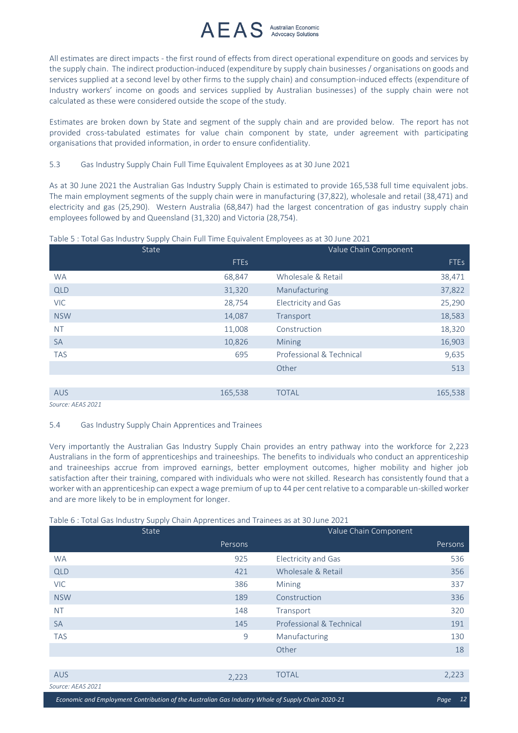All estimates are direct impacts - the first round of effects from direct operational expenditure on goods and services by the supply chain. The indirect production-induced (expenditure by supply chain businesses / organisations on goods and services supplied at a second level by other firms to the supply chain) and consumption-induced effects (expenditure of Industry workers' income on goods and services supplied by Australian businesses) of the supply chain were not calculated as these were considered outside the scope of the study.

Estimates are broken down by State and segment of the supply chain and are provided below. The report has not provided cross-tabulated estimates for value chain component by state, under agreement with participating organisations that provided information, in order to ensure confidentiality.

## 5.3 Gas Industry Supply Chain Full Time Equivalent Employees as at 30 June 2021

As at 30 June 2021 the Australian Gas Industry Supply Chain is estimated to provide 165,538 full time equivalent jobs. The main employment segments of the supply chain were in manufacturing (37,822), wholesale and retail (38,471) and electricity and gas (25,290). Western Australia (68,847) had the largest concentration of gas industry supply chain employees followed by and Queensland (31,320) and Victoria (28,754).

Table 5 : Total Gas Industry Supply Chain Full Time Equivalent Employees as at 30 June 2021

| State | | Value Chain Component | |
|---|---|---|---|
| | FTEs | | FTEs |
| WA | 68,847 | Wholesale & Retail | 38,471 |
| QLD | 31,320 | Manufacturing | 37,822 |
| VIC | 28,754 | Electricity and Gas | 25,290 |
| NSW | 14,087 | Transport | 18,583 |
| NT | 11,008 | Construction | 18,320 |
| SA | 10,826 | Mining | 16,903 |
| TAS | 695 | Professional & Technical | 9,635 |
| | | Other | 513 |
| | | | |
| AUS | 165,538 | TOTAL | 165,538 |

*Source: AEAS 2021*

## 5.4 Gas Industry Supply Chain Apprentices and Trainees

Very importantly the Australian Gas Industry Supply Chain provides an entry pathway into the workforce for 2,223 Australians in the form of apprenticeships and traineeships. The benefits to individuals who conduct an apprenticeship and traineeships accrue from improved earnings, better employment outcomes, higher mobility and higher job satisfaction after their training, compared with individuals who were not skilled. Research has consistently found that a worker with an apprenticeship can expect a wage premium of up to 44 per cent relative to a comparable un-skilled worker and are more likely to be in employment for longer.

Table 6 : Total Gas Industry Supply Chain Apprentices and Trainees as at 30 June 2021

| State | | Value Chain Component | |
|---|---|---|---|
| | Persons | | Persons |
| WA | 925 | Electricity and Gas | 536 |
| QLD | 421 | Wholesale & Retail | 356 |
| VIC | 386 | Mining | 337 |
| NSW | 189 | Construction | 336 |
| NT | 148 | Transport | 320 |
| SA | 145 | Professional & Technical | 191 |
| TAS | 9 | Manufacturing | 130 |
| | | Other | 18 |
| | | | |
| AUS | 2,223 | TOTAL | 2,223 |

*Source: AEAS 2021*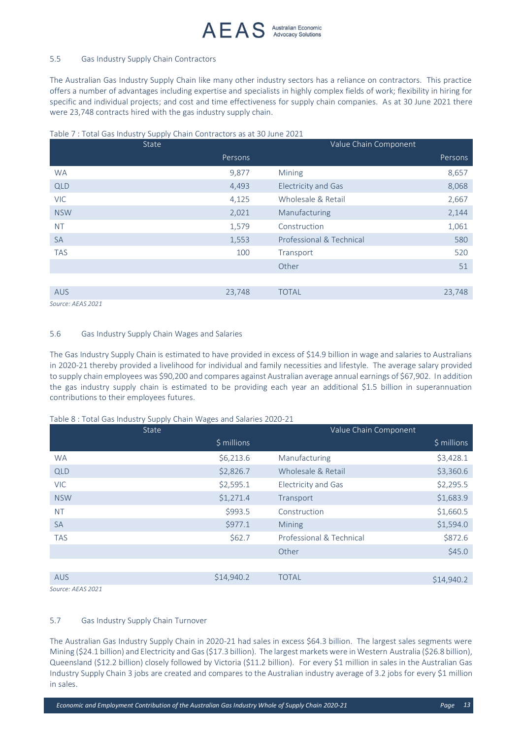### 5.5 Gas Industry Supply Chain Contractors

The Australian Gas Industry Supply Chain like many other industry sectors has a reliance on contractors. This practice offers a number of advantages including expertise and specialists in highly complex fields of work; flexibility in hiring for specific and individual projects; and cost and time effectiveness for supply chain companies. As at 30 June 2021 there were 23,748 contracts hired with the gas industry supply chain.

Table 7 : Total Gas Industry Supply Chain Contractors as at 30 June 2021

| State | | Value Chain Component | |
|---|---|---|---|
| | Persons | | Persons |
| WA | 9,877 | Mining | 8,657 |
| QLD | 4,493 | Electricity and Gas | 8,068 |
| VIC | 4,125 | Wholesale & Retail | 2,667 |
| NSW | 2,021 | Manufacturing | 2,144 |
| NT | 1,579 | Construction | 1,061 |
| SA | 1,553 | Professional & Technical | 580 |
| TAS | 100 | Transport | 520 |
| | | Other | 51 |
| AUS | 23,748 | TOTAL | 23,748 |

*Source: AEAS 2021*

### 5.6 Gas Industry Supply Chain Wages and Salaries

The Gas Industry Supply Chain is estimated to have provided in excess of $14.9 billion in wage and salaries to Australians in 2020-21 thereby provided a livelihood for individual and family necessities and lifestyle. The average salary provided to supply chain employees was $90,200 and compares against Australian average annual earnings of $67,902. In addition the gas industry supply chain is estimated to be providing each year an additional $1.5 billion in superannuation contributions to their employees futures.

Table 8 : Total Gas Industry Supply Chain Wages and Salaries 2020-21

| State | | Value Chain Component | |
|---|---|---|---|
| | $ millions | | $ millions |
| WA | $6,213.6 | Manufacturing | $3,428.1 |
| QLD | $2,826.7 | Wholesale & Retail | $3,360.6 |
| VIC | $2,595.1 | Electricity and Gas | $2,295.5 |
| NSW | $1,271.4 | Transport | $1,683.9 |
| NT | $993.5 | Construction | $1,660.5 |
| SA | $977.1 | Mining | $1,594.0 |
| TAS | $62.7 | Professional & Technical | $872.6 |
| | | Other | $45.0 |
| AUS | $14,940.2 | TOTAL | $14,940.2 |

*Source: AEAS 2021*

### 5.7 Gas Industry Supply Chain Turnover

The Australian Gas Industry Supply Chain in 2020-21 had sales in excess $64.3 billion. The largest sales segments were Mining ($24.1 billion) and Electricity and Gas ($17.3 billion). The largest markets were in Western Australia ($26.8 billion), Queensland ($12.2 billion) closely followed by Victoria ($11.2 billion). For every $1 million in sales in the Australian Gas Industry Supply Chain 3 jobs are created and compares to the Australian industry average of 3.2 jobs for every $1 million in sales.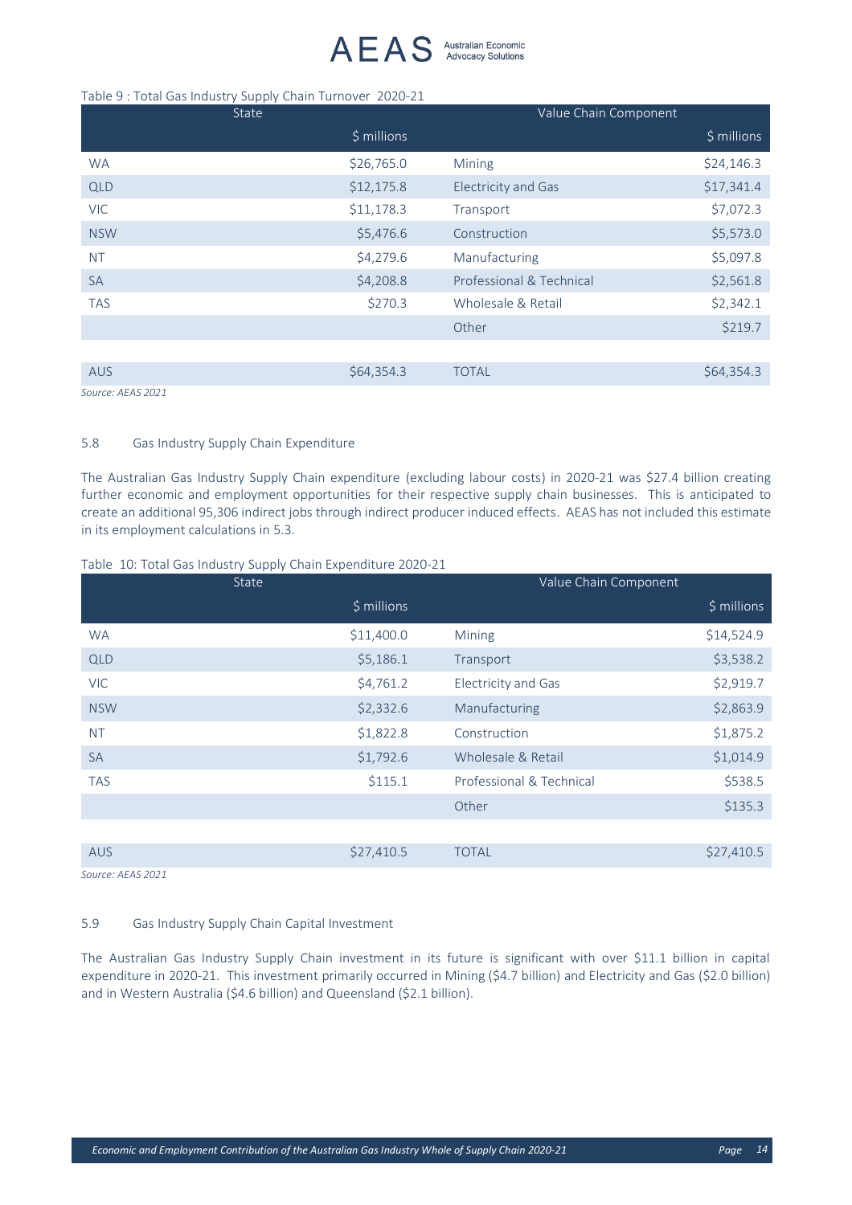Table 9 : Total Gas Industry Supply Chain Turnover 2020-21

| State | | Value Chain Component | |
|---|---|---|---|
| | $ millions | | $ millions |
| WA | $26,765.0 | Mining | $24,146.3 |
| QLD | $12,175.8 | Electricity and Gas | $17,341.4 |
| VIC | $11,178.3 | Transport | $7,072.3 |
| NSW | $5,476.6 | Construction | $5,573.0 |
| NT | $4,279.6 | Manufacturing | $5,097.8 |
| SA | $4,208.8 | Professional & Technical | $2,561.8 |
| TAS | $270.3 | Wholesale & Retail | $2,342.1 |
| | | Other | $219.7 |
| AUS | $64,354.3 | TOTAL | $64,354.3 |

*Source: AEAS 2021*

### 5.8 Gas Industry Supply Chain Expenditure

The Australian Gas Industry Supply Chain expenditure (excluding labour costs) in 2020-21 was $27.4 billion creating further economic and employment opportunities for their respective supply chain businesses. This is anticipated to create an additional 95,306 indirect jobs through indirect producer induced effects. AEAS has not included this estimate in its employment calculations in 5.3.

Table 10: Total Gas Industry Supply Chain Expenditure 2020-21

| State | | Value Chain Component | |
|---|---|---|---|
| | $ millions | | $ millions |
| WA | $11,400.0 | Mining | $14,524.9 |
| QLD | $5,186.1 | Transport | $3,538.2 |
| VIC | $4,761.2 | Electricity and Gas | $2,919.7 |
| NSW | $2,332.6 | Manufacturing | $2,863.9 |
| NT | $1,822.8 | Construction | $1,875.2 |
| SA | $1,792.6 | Wholesale & Retail | $1,014.9 |
| TAS | $115.1 | Professional & Technical | $538.5 |
| | | Other | $135.3 |
| AUS | $27,410.5 | TOTAL | $27,410.5 |

*Source: AEAS 2021*

### 5.9 Gas Industry Supply Chain Capital Investment

The Australian Gas Industry Supply Chain investment in its future is significant with over $11.1 billion in capital expenditure in 2020-21. This investment primarily occurred in Mining ($4.7 billion) and Electricity and Gas ($2.0 billion) and in Western Australia ($4.6 billion) and Queensland ($2.1 billion).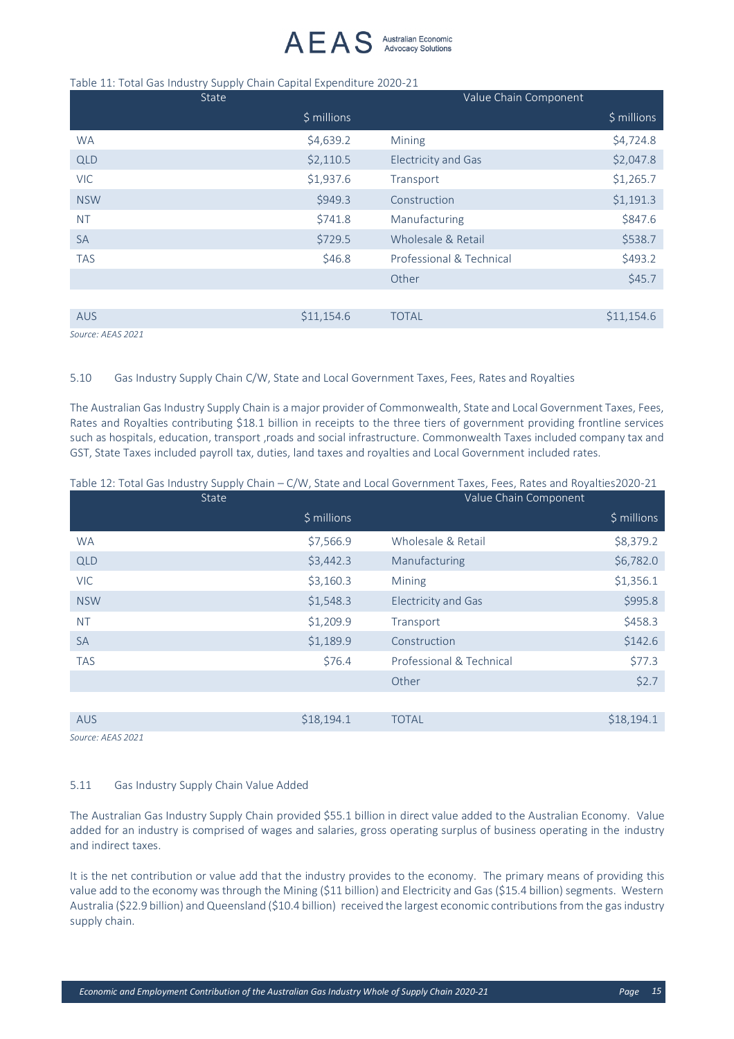Table 11: Total Gas Industry Supply Chain Capital Expenditure 2020-21

| State | | Value Chain Component | |
|---|---|---|---|
| | $ millions | | $ millions |
| WA | $4,639.2 | Mining | $4,724.8 |
| QLD | $2,110.5 | Electricity and Gas | $2,047.8 |
| VIC | $1,937.6 | Transport | $1,265.7 |
| NSW | $949.3 | Construction | $1,191.3 |
| NT | $741.8 | Manufacturing | $847.6 |
| SA | $729.5 | Wholesale & Retail | $538.7 |
| TAS | $46.8 | Professional & Technical | $493.2 |
| | | Other | $45.7 |
| | | | |
| AUS | $11,154.6 | TOTAL | $11,154.6 |

*Source: AEAS 2021*

### 5.10 Gas Industry Supply Chain C/W, State and Local Government Taxes, Fees, Rates and Royalties

The Australian Gas Industry Supply Chain is a major provider of Commonwealth, State and Local Government Taxes, Fees, Rates and Royalties contributing $18.1 billion in receipts to the three tiers of government providing frontline services such as hospitals, education, transport ,roads and social infrastructure. Commonwealth Taxes included company tax and GST, State Taxes included payroll tax, duties, land taxes and royalties and Local Government included rates.

Table 12: Total Gas Industry Supply Chain – C/W, State and Local Government Taxes, Fees, Rates and Royalties2020-21

| State | | Value Chain Component | |
|---|---|---|---|
| | $ millions | | $ millions |
| WA | $7,566.9 | Wholesale & Retail | $8,379.2 |
| QLD | $3,442.3 | Manufacturing | $6,782.0 |
| VIC | $3,160.3 | Mining | $1,356.1 |
| NSW | $1,548.3 | Electricity and Gas | $995.8 |
| NT | $1,209.9 | Transport | $458.3 |
| SA | $1,189.9 | Construction | $142.6 |
| TAS | $76.4 | Professional & Technical | $77.3 |
| | | Other | $2.7 |
| | | | |
| AUS | $18,194.1 | TOTAL | $18,194.1 |

*Source: AEAS 2021*

### 5.11 Gas Industry Supply Chain Value Added

The Australian Gas Industry Supply Chain provided $55.1 billion in direct value added to the Australian Economy. Value added for an industry is comprised of wages and salaries, gross operating surplus of business operating in the industry and indirect taxes.

It is the net contribution or value add that the industry provides to the economy. The primary means of providing this value add to the economy was through the Mining ($11 billion) and Electricity and Gas ($15.4 billion) segments. Western Australia ($22.9 billion) and Queensland ($10.4 billion) received the largest economic contributions from the gas industry supply chain.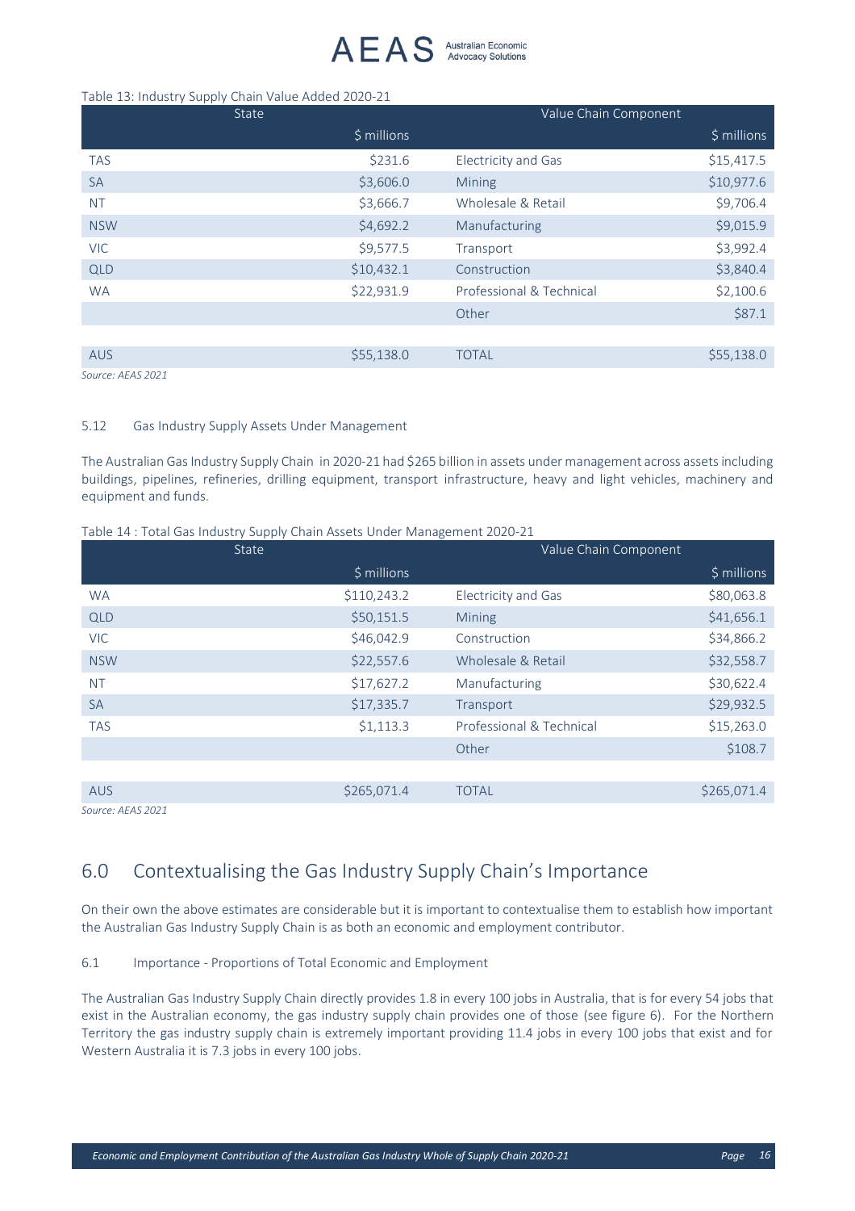Table 13: Industry Supply Chain Value Added 2020-21

| State | | Value Chain Component | |
|---|---|---|---|
| | $ millions | | $ millions |
| TAS | $231.6 | Electricity and Gas | $15,417.5 |
| SA | $3,606.0 | Mining | $10,977.6 |
| NT | $3,666.7 | Wholesale & Retail | $9,706.4 |
| NSW | $4,692.2 | Manufacturing | $9,015.9 |
| VIC | $9,577.5 | Transport | $3,992.4 |
| QLD | $10,432.1 | Construction | $3,840.4 |
| WA | $22,931.9 | Professional & Technical | $2,100.6 |
| | | Other | $87.1 |
| | | | |
| AUS | $55,138.0 | TOTAL | $55,138.0 |

*Source: AEAS 2021*

### 5.12 Gas Industry Supply Assets Under Management

The Australian Gas Industry Supply Chain in 2020-21 had $265 billion in assets under management across assets including buildings, pipelines, refineries, drilling equipment, transport infrastructure, heavy and light vehicles, machinery and equipment and funds.

Table 14 : Total Gas Industry Supply Chain Assets Under Management 2020-21

| State | | Value Chain Component | |
|---|---|---|---|
| | $ millions | | $ millions |
| WA | $110,243.2 | Electricity and Gas | $80,063.8 |
| QLD | $50,151.5 | Mining | $41,656.1 |
| VIC | $46,042.9 | Construction | $34,866.2 |
| NSW | $22,557.6 | Wholesale & Retail | $32,558.7 |
| NT | $17,627.2 | Manufacturing | $30,622.4 |
| SA | $17,335.7 | Transport | $29,932.5 |
| TAS | $1,113.3 | Professional & Technical | $15,263.0 |
| | | Other | $108.7 |
| | | | |
| AUS | $265,071.4 | TOTAL | $265,071.4 |

*Source: AEAS 2021*

## 6.0 Contextualising the Gas Industry Supply Chain's Importance

On their own the above estimates are considerable but it is important to contextualise them to establish how important the Australian Gas Industry Supply Chain is as both an economic and employment contributor.

### 6.1 Importance - Proportions of Total Economic and Employment

The Australian Gas Industry Supply Chain directly provides 1.8 in every 100 jobs in Australia, that is for every 54 jobs that exist in the Australian economy, the gas industry supply chain provides one of those (see figure 6). For the Northern Territory the gas industry supply chain is extremely important providing 11.4 jobs in every 100 jobs that exist and for Western Australia it is 7.3 jobs in every 100 jobs.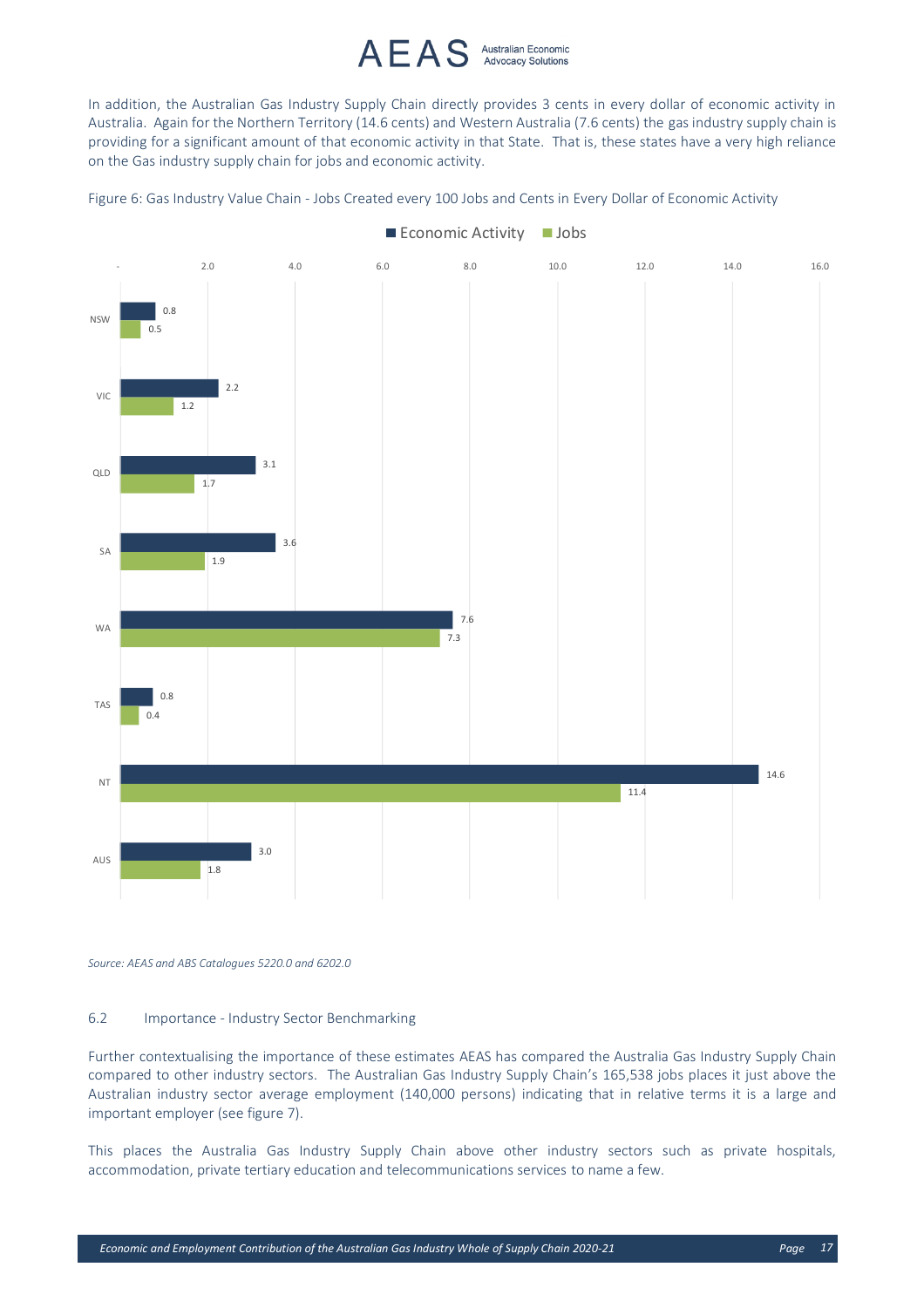In addition, the Australian Gas Industry Supply Chain directly provides 3 cents in every dollar of economic activity in Australia. Again for the Northern Territory (14.6 cents) and Western Australia (7.6 cents) the gas industry supply chain is providing for a significant amount of that economic activity in that State. That is, these states have a very high reliance on the Gas industry supply chain for jobs and economic activity.

Figure 6: Gas Industry Value Chain - Jobs Created every 100 Jobs and Cents in Every Dollar of Economic Activity

| | Economic Activity | Jobs |
|---|---|---|
| NSW | 0.8 | 0.5 |
| VIC | 2.2 | 1.2 |
| QLD | 3.1 | 1.7 |
| SA | 3.6 | 1.9 |
| WA | 7.6 | 7.3 |
| TAS | 0.8 | 0.4 |
| NT | 14.6 | 11.4 |
| AUS | 3.0 | 1.8 |

*Source: AEAS and ABS Catalogues 5220.0 and 6202.0*

## 6.2 Importance - Industry Sector Benchmarking

Further contextualising the importance of these estimates AEAS has compared the Australia Gas Industry Supply Chain compared to other industry sectors. The Australian Gas Industry Supply Chain's 165,538 jobs places it just above the Australian industry sector average employment (140,000 persons) indicating that in relative terms it is a large and important employer (see figure 7).

This places the Australia Gas Industry Supply Chain above other industry sectors such as private hospitals, accommodation, private tertiary education and telecommunications services to name a few.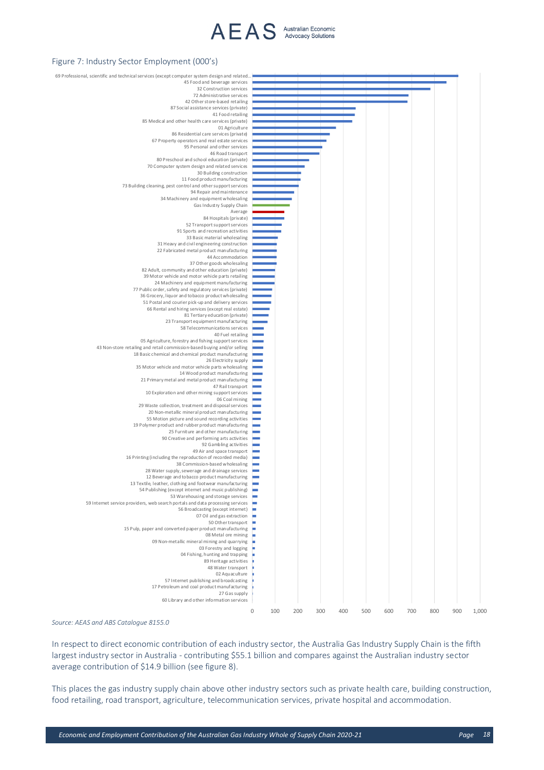Figure 7: Industry Sector Employment (000's)

Source: AEAS and ABS Catalogue 8155.0

In respect to direct economic contribution of each industry sector, the Australia Gas Industry Supply Chain is the fifth largest industry sector in Australia - contributing $55.1 billion and compares against the Australian industry sector average contribution of $14.9 billion (see figure 8).

This places the gas industry supply chain above other industry sectors such as private health care, building construction, food retailing, road transport, agriculture, telecommunication services, private hospital and accommodation.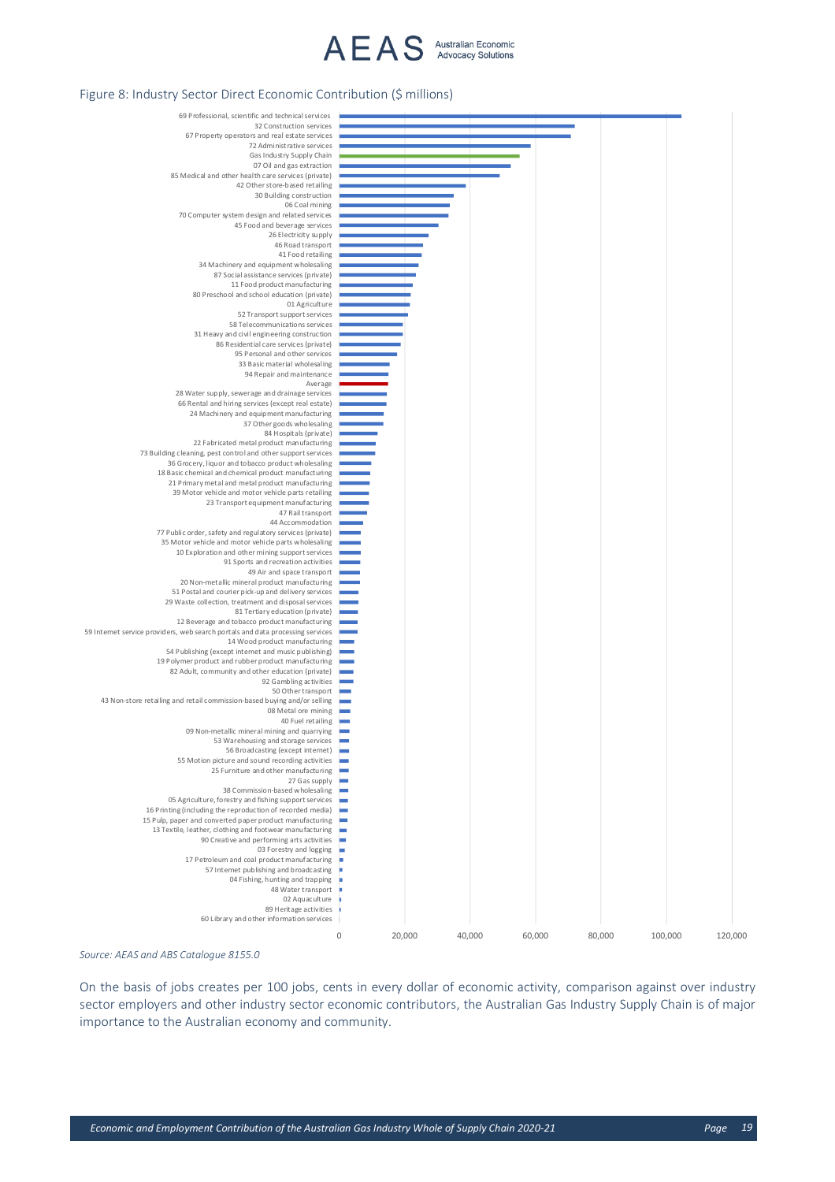Figure 8: Industry Sector Direct Economic Contribution ($ millions)

| Industry Sector |
|---|
| 69 Professional, scientific and technical services |
| 32 Construction services |
| 67 Property operators and real estate services |
| 72 Administrative services |
| Gas Industry Supply Chain |
| 07 Oil and gas extraction |
| 85 Medical and other health care services (private) |
| 42 Other store-based retailing |
| 30 Building construction |
| 06 Coal mining |
| 70 Computer system design and related services |
| 45 Food and beverage services |
| 26 Electricity supply |
| 46 Road transport |
| 41 Food retailing |
| 34 Machinery and equipment wholesaling |
| 87 Social assistance services (private) |
| 11 Food product manufacturing |
| 80 Preschool and school education (private) |
| 01 Agriculture |
| 52 Transport support services |
| 58 Telecommunications services |
| 31 Heavy and civil engineering construction |
| 86 Residential care services (private) |
| 95 Personal and other services |
| 33 Basic material wholesaling |
| 94 Repair and maintenance |
| Average |
| 28 Water supply, sewerage and drainage services |
| 66 Rental and hiring services (except real estate) |
| 24 Machinery and equipment manufacturing |
| 37 Other goods wholesaling |
| 84 Hospitals (private) |
| 22 Fabricated metal product manufacturing |
| 73 Building cleaning, pest control and other support services |
| 36 Grocery, liquor and tobacco product wholesaling |
| 18 Basic chemical and chemical product manufacturing |
| 21 Primary metal and metal product manufacturing |
| 39 Motor vehicle and motor vehicle parts retailing |
| 23 Transport equipment manufacturing |
| 47 Rail transport |
| 44 Accommodation |
| 77 Public order, safety and regulatory services (private) |
| 35 Motor vehicle and motor vehicle parts wholesaling |
| 10 Exploration and other mining support services |
| 91 Sports and recreation activities |
| 49 Air and space transport |
| 20 Non-metallic mineral product manufacturing |
| 51 Postal and courier pick-up and delivery services |
| 29 Waste collection, treatment and disposal services |
| 81 Tertiary education (private) |
| 12 Beverage and tobacco product manufacturing |
| 59 Internet service providers, web search portals and data processing services |
| 14 Wood product manufacturing |
| 54 Publishing (except internet and music publishing) |
| 19 Polymer product and rubber product manufacturing |
| 82 Adult, community and other education (private) |
| 92 Gambling activities |
| 50 Other transport |
| 43 Non-store retailing and retail commission-based buying and/or selling |
| 08 Metal ore mining |
| 40 Fuel retailing |
| 09 Non-metallic mineral mining and quarrying |
| 53 Warehousing and storage services |
| 56 Broadcasting (except internet) |
| 55 Motion picture and sound recording activities |
| 25 Furniture and other manufacturing |
| 27 Gas supply |
| 38 Commission-based wholesaling |
| 05 Agriculture, forestry and fishing support services |
| 16 Printing (including the reproduction of recorded media) |
| 15 Pulp, paper and converted paper product manufacturing |
| 13 Textile, leather, clothing and footwear manufacturing |
| 90 Creative and performing arts activities |
| 03 Forestry and logging |
| 17 Petroleum and coal product manufacturing |
| 57 Internet publishing and broadcasting |
| 04 Fishing, hunting and trapping |
| 48 Water transport |
| 02 Aquaculture |
| 89 Heritage activities |
| 60 Library and other information services |

X-axis: 0, 20,000, 40,000, 60,000, 80,000, 100,000, 120,000

*Source: AEAS and ABS Catalogue 8155.0*

On the basis of jobs creates per 100 jobs, cents in every dollar of economic activity, comparison against over industry sector employers and other industry sector economic contributors, the Australian Gas Industry Supply Chain is of major importance to the Australian economy and community.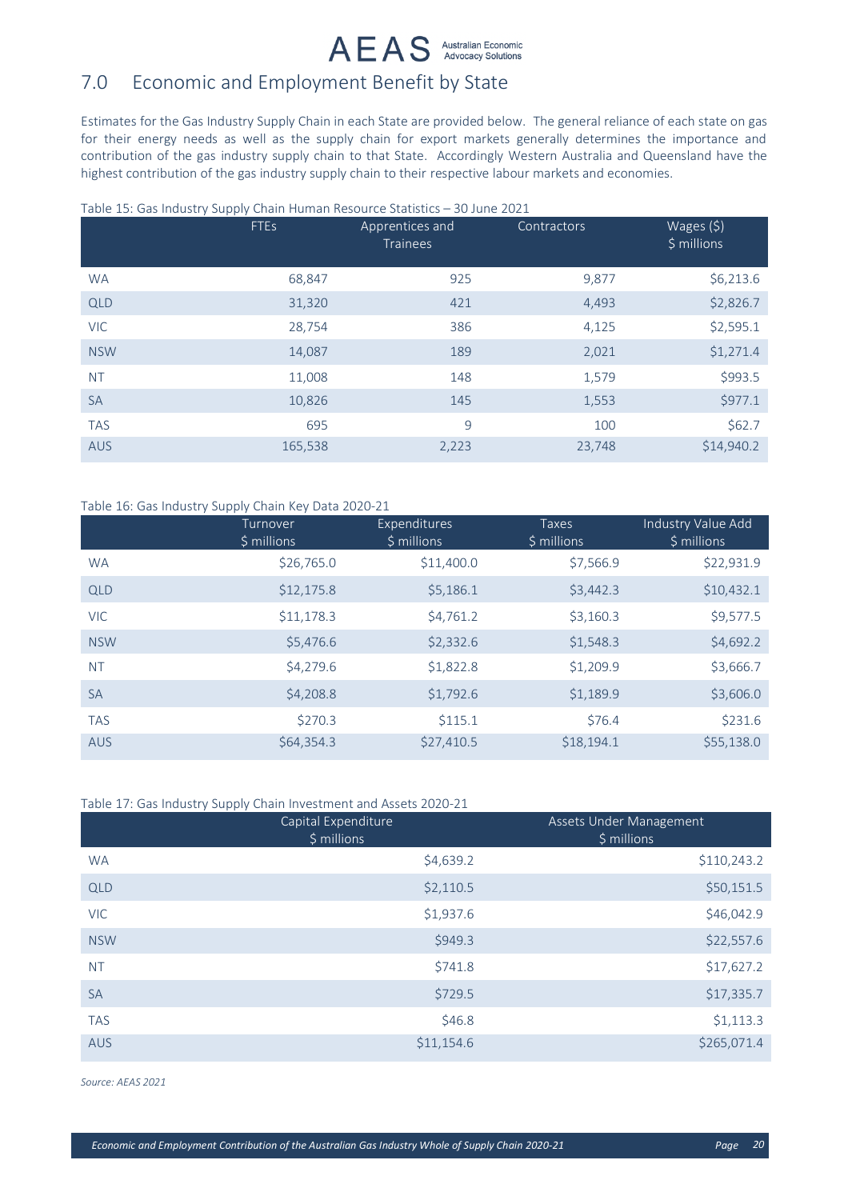## 7.0 Economic and Employment Benefit by State

Estimates for the Gas Industry Supply Chain in each State are provided below. The general reliance of each state on gas for their energy needs as well as the supply chain for export markets generally determines the importance and contribution of the gas industry supply chain to that State. Accordingly Western Australia and Queensland have the highest contribution of the gas industry supply chain to their respective labour markets and economies.

Table 15: Gas Industry Supply Chain Human Resource Statistics – 30 June 2021

| | FTEs | Apprentices and Trainees | Contractors | Wages ($) $ millions |
|---|---|---|---|---|
| WA | 68,847 | 925 | 9,877 | $6,213.6 |
| QLD | 31,320 | 421 | 4,493 | $2,826.7 |
| VIC | 28,754 | 386 | 4,125 | $2,595.1 |
| NSW | 14,087 | 189 | 2,021 | $1,271.4 |
| NT | 11,008 | 148 | 1,579 | $993.5 |
| SA | 10,826 | 145 | 1,553 | $977.1 |
| TAS | 695 | 9 | 100 | $62.7 |
| AUS | 165,538 | 2,223 | 23,748 | $14,940.2 |

Table 16: Gas Industry Supply Chain Key Data 2020-21

| | Turnover $ millions | Expenditures $ millions | Taxes $ millions | Industry Value Add $ millions |
|---|---|---|---|---|
| WA | $26,765.0 | $11,400.0 | $7,566.9 | $22,931.9 |
| QLD | $12,175.8 | $5,186.1 | $3,442.3 | $10,432.1 |
| VIC | $11,178.3 | $4,761.2 | $3,160.3 | $9,577.5 |
| NSW | $5,476.6 | $2,332.6 | $1,548.3 | $4,692.2 |
| NT | $4,279.6 | $1,822.8 | $1,209.9 | $3,666.7 |
| SA | $4,208.8 | $1,792.6 | $1,189.9 | $3,606.0 |
| TAS | $270.3 | $115.1 | $76.4 | $231.6 |
| AUS | $64,354.3 | $27,410.5 | $18,194.1 | $55,138.0 |

Table 17: Gas Industry Supply Chain Investment and Assets 2020-21

| | Capital Expenditure $ millions | Assets Under Management $ millions |
|---|---|---|
| WA | $4,639.2 | $110,243.2 |
| QLD | $2,110.5 | $50,151.5 |
| VIC | $1,937.6 | $46,042.9 |
| NSW | $949.3 | $22,557.6 |
| NT | $741.8 | $17,627.2 |
| SA | $729.5 | $17,335.7 |
| TAS | $46.8 | $1,113.3 |
| AUS | $11,154.6 | $265,071.4 |

*Source: AEAS 2021*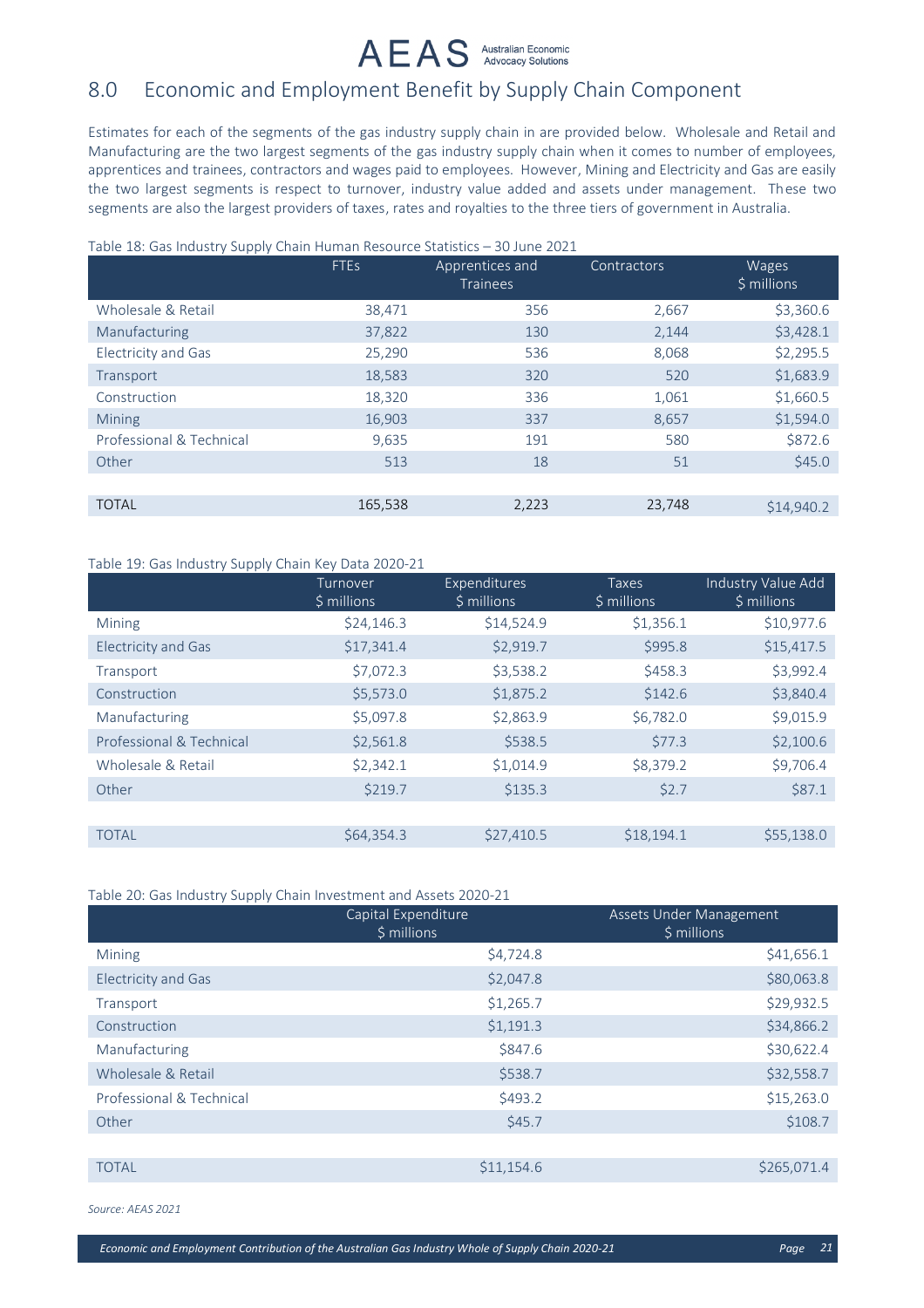## 8.0 Economic and Employment Benefit by Supply Chain Component

Estimates for each of the segments of the gas industry supply chain in are provided below. Wholesale and Retail and Manufacturing are the two largest segments of the gas industry supply chain when it comes to number of employees, apprentices and trainees, contractors and wages paid to employees. However, Mining and Electricity and Gas are easily the two largest segments is respect to turnover, industry value added and assets under management. These two segments are also the largest providers of taxes, rates and royalties to the three tiers of government in Australia.

Table 18: Gas Industry Supply Chain Human Resource Statistics – 30 June 2021

| | FTEs | Apprentices and Trainees | Contractors | Wages $ millions |
|---|---|---|---|---|
| Wholesale & Retail | 38,471 | 356 | 2,667 | $3,360.6 |
| Manufacturing | 37,822 | 130 | 2,144 | $3,428.1 |
| Electricity and Gas | 25,290 | 536 | 8,068 | $2,295.5 |
| Transport | 18,583 | 320 | 520 | $1,683.9 |
| Construction | 18,320 | 336 | 1,061 | $1,660.5 |
| Mining | 16,903 | 337 | 8,657 | $1,594.0 |
| Professional & Technical | 9,635 | 191 | 580 | $872.6 |
| Other | 513 | 18 | 51 | $45.0 |
| | | | | |
| TOTAL | 165,538 | 2,223 | 23,748 | $14,940.2 |

Table 19: Gas Industry Supply Chain Key Data 2020-21

| | Turnover $ millions | Expenditures $ millions | Taxes $ millions | Industry Value Add $ millions |
|---|---|---|---|---|
| Mining | $24,146.3 | $14,524.9 | $1,356.1 | $10,977.6 |
| Electricity and Gas | $17,341.4 | $2,919.7 | $995.8 | $15,417.5 |
| Transport | $7,072.3 | $3,538.2 | $458.3 | $3,992.4 |
| Construction | $5,573.0 | $1,875.2 | $142.6 | $3,840.4 |
| Manufacturing | $5,097.8 | $2,863.9 | $6,782.0 | $9,015.9 |
| Professional & Technical | $2,561.8 | $538.5 | $77.3 | $2,100.6 |
| Wholesale & Retail | $2,342.1 | $1,014.9 | $8,379.2 | $9,706.4 |
| Other | $219.7 | $135.3 | $2.7 | $87.1 |
| | | | | |
| TOTAL | $64,354.3 | $27,410.5 | $18,194.1 | $55,138.0 |

Table 20: Gas Industry Supply Chain Investment and Assets 2020-21

| | Capital Expenditure $ millions | Assets Under Management $ millions |
|---|---|---|
| Mining | $4,724.8 | $41,656.1 |
| Electricity and Gas | $2,047.8 | $80,063.8 |
| Transport | $1,265.7 | $29,932.5 |
| Construction | $1,191.3 | $34,866.2 |
| Manufacturing | $847.6 | $30,622.4 |
| Wholesale & Retail | $538.7 | $32,558.7 |
| Professional & Technical | $493.2 | $15,263.0 |
| Other | $45.7 | $108.7 |
| | | |
| TOTAL | $11,154.6 | $265,071.4 |

*Source: AEAS 2021*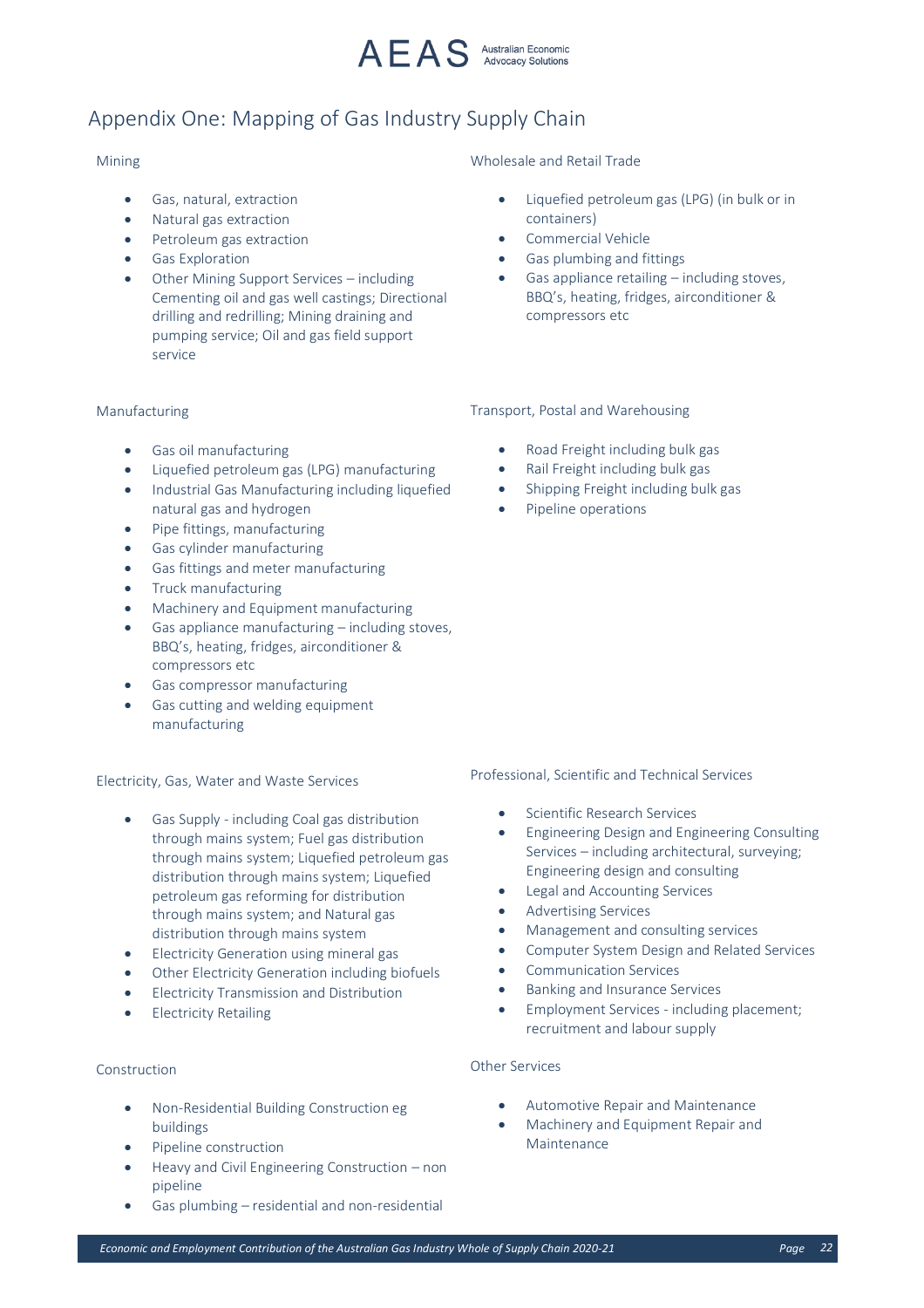# Appendix One: Mapping of Gas Industry Supply Chain

### Mining

- Gas, natural, extraction
- Natural gas extraction
- Petroleum gas extraction
- Gas Exploration
- Other Mining Support Services – including Cementing oil and gas well castings; Directional drilling and redrilling; Mining draining and pumping service; Oil and gas field support service

### Manufacturing

- Gas oil manufacturing
- Liquefied petroleum gas (LPG) manufacturing
- Industrial Gas Manufacturing including liquefied natural gas and hydrogen
- Pipe fittings, manufacturing
- Gas cylinder manufacturing
- Gas fittings and meter manufacturing
- Truck manufacturing
- Machinery and Equipment manufacturing
- Gas appliance manufacturing – including stoves, BBQ's, heating, fridges, airconditioner & compressors etc
- Gas compressor manufacturing
- Gas cutting and welding equipment manufacturing

### Electricity, Gas, Water and Waste Services

- Gas Supply - including Coal gas distribution through mains system; Fuel gas distribution through mains system; Liquefied petroleum gas distribution through mains system; Liquefied petroleum gas reforming for distribution through mains system; and Natural gas distribution through mains system
- Electricity Generation using mineral gas
- Other Electricity Generation including biofuels
- Electricity Transmission and Distribution
- Electricity Retailing

### Construction

- Non-Residential Building Construction eg buildings
- Pipeline construction
- Heavy and Civil Engineering Construction – non pipeline
- Gas plumbing – residential and non-residential

### Wholesale and Retail Trade

- Liquefied petroleum gas (LPG) (in bulk or in containers)
- Commercial Vehicle
- Gas plumbing and fittings
- Gas appliance retailing – including stoves, BBQ's, heating, fridges, airconditioner & compressors etc

### Transport, Postal and Warehousing

- Road Freight including bulk gas
- Rail Freight including bulk gas
- Shipping Freight including bulk gas
- Pipeline operations

### Professional, Scientific and Technical Services

- Scientific Research Services
- Engineering Design and Engineering Consulting Services – including architectural, surveying; Engineering design and consulting
- Legal and Accounting Services
- Advertising Services
- Management and consulting services
- Computer System Design and Related Services
- Communication Services
- Banking and Insurance Services
- Employment Services - including placement; recruitment and labour supply

### Other Services

- Automotive Repair and Maintenance
- Machinery and Equipment Repair and Maintenance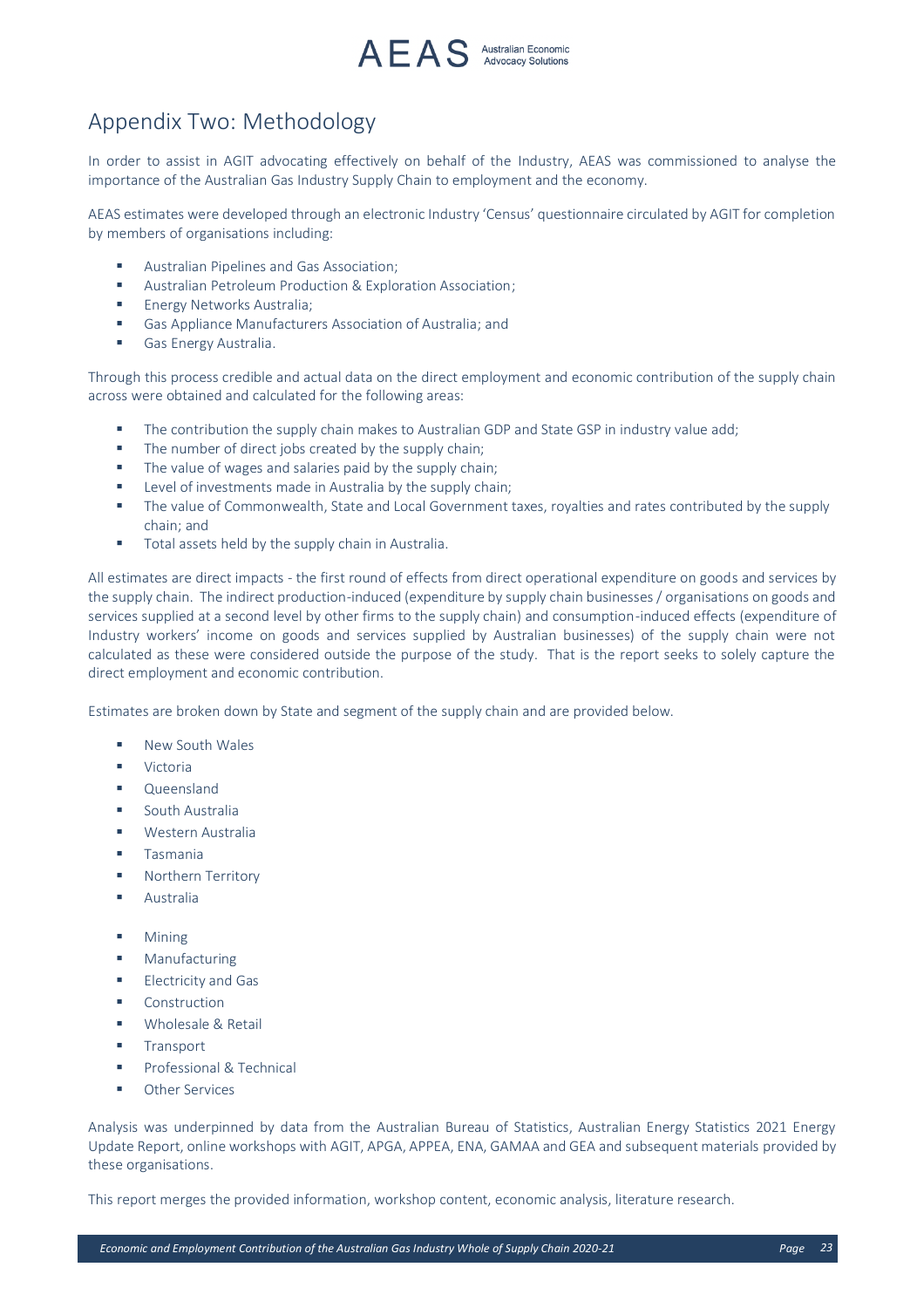# Appendix Two: Methodology

In order to assist in AGIT advocating effectively on behalf of the Industry, AEAS was commissioned to analyse the importance of the Australian Gas Industry Supply Chain to employment and the economy.

AEAS estimates were developed through an electronic Industry 'Census' questionnaire circulated by AGIT for completion by members of organisations including:

- Australian Pipelines and Gas Association;
- Australian Petroleum Production & Exploration Association;
- Energy Networks Australia;
- Gas Appliance Manufacturers Association of Australia; and
- Gas Energy Australia.

Through this process credible and actual data on the direct employment and economic contribution of the supply chain across were obtained and calculated for the following areas:

- The contribution the supply chain makes to Australian GDP and State GSP in industry value add;
- The number of direct jobs created by the supply chain;
- The value of wages and salaries paid by the supply chain;
- Level of investments made in Australia by the supply chain;
- The value of Commonwealth, State and Local Government taxes, royalties and rates contributed by the supply chain; and
- Total assets held by the supply chain in Australia.

All estimates are direct impacts - the first round of effects from direct operational expenditure on goods and services by the supply chain. The indirect production-induced (expenditure by supply chain businesses / organisations on goods and services supplied at a second level by other firms to the supply chain) and consumption-induced effects (expenditure of Industry workers' income on goods and services supplied by Australian businesses) of the supply chain were not calculated as these were considered outside the purpose of the study. That is the report seeks to solely capture the direct employment and economic contribution.

Estimates are broken down by State and segment of the supply chain and are provided below.

- New South Wales
- Victoria
- Queensland
- South Australia
- Western Australia
- Tasmania
- Northern Territory
- Australia

- Mining
- Manufacturing
- Electricity and Gas
- Construction
- Wholesale & Retail
- Transport
- Professional & Technical
- Other Services

Analysis was underpinned by data from the Australian Bureau of Statistics, Australian Energy Statistics 2021 Energy Update Report, online workshops with AGIT, APGA, APPEA, ENA, GAMAA and GEA and subsequent materials provided by these organisations.

This report merges the provided information, workshop content, economic analysis, literature research.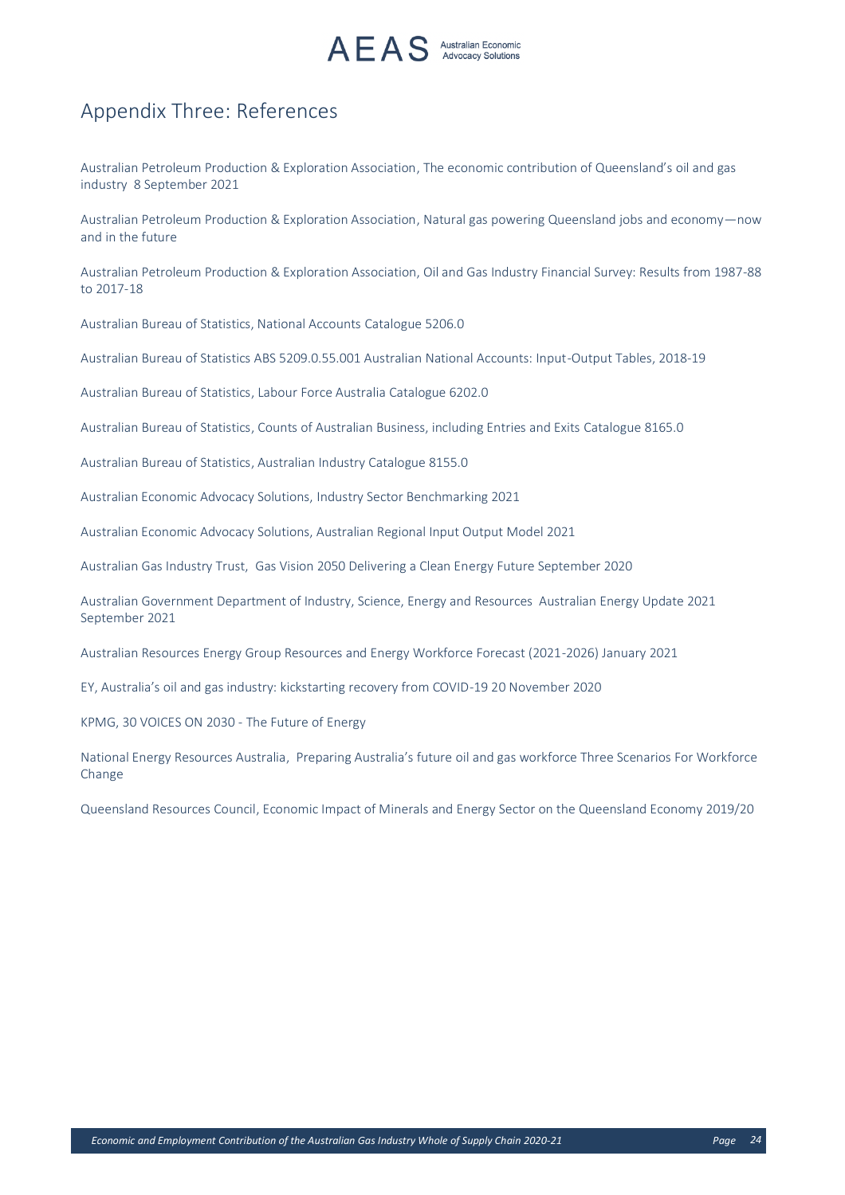## Appendix Three: References

Australian Petroleum Production & Exploration Association, The economic contribution of Queensland's oil and gas industry 8 September 2021

Australian Petroleum Production & Exploration Association, Natural gas powering Queensland jobs and economy—now and in the future

Australian Petroleum Production & Exploration Association, Oil and Gas Industry Financial Survey: Results from 1987-88 to 2017-18

Australian Bureau of Statistics, National Accounts Catalogue 5206.0

Australian Bureau of Statistics ABS 5209.0.55.001 Australian National Accounts: Input-Output Tables, 2018-19

Australian Bureau of Statistics, Labour Force Australia Catalogue 6202.0

Australian Bureau of Statistics, Counts of Australian Business, including Entries and Exits Catalogue 8165.0

Australian Bureau of Statistics, Australian Industry Catalogue 8155.0

Australian Economic Advocacy Solutions, Industry Sector Benchmarking 2021

Australian Economic Advocacy Solutions, Australian Regional Input Output Model 2021

Australian Gas Industry Trust, Gas Vision 2050 Delivering a Clean Energy Future September 2020

Australian Government Department of Industry, Science, Energy and Resources Australian Energy Update 2021 September 2021

Australian Resources Energy Group Resources and Energy Workforce Forecast (2021-2026) January 2021

EY, Australia's oil and gas industry: kickstarting recovery from COVID-19 20 November 2020

KPMG, 30 VOICES ON 2030 - The Future of Energy

National Energy Resources Australia, Preparing Australia's future oil and gas workforce Three Scenarios For Workforce Change

Queensland Resources Council, Economic Impact of Minerals and Energy Sector on the Queensland Economy 2019/20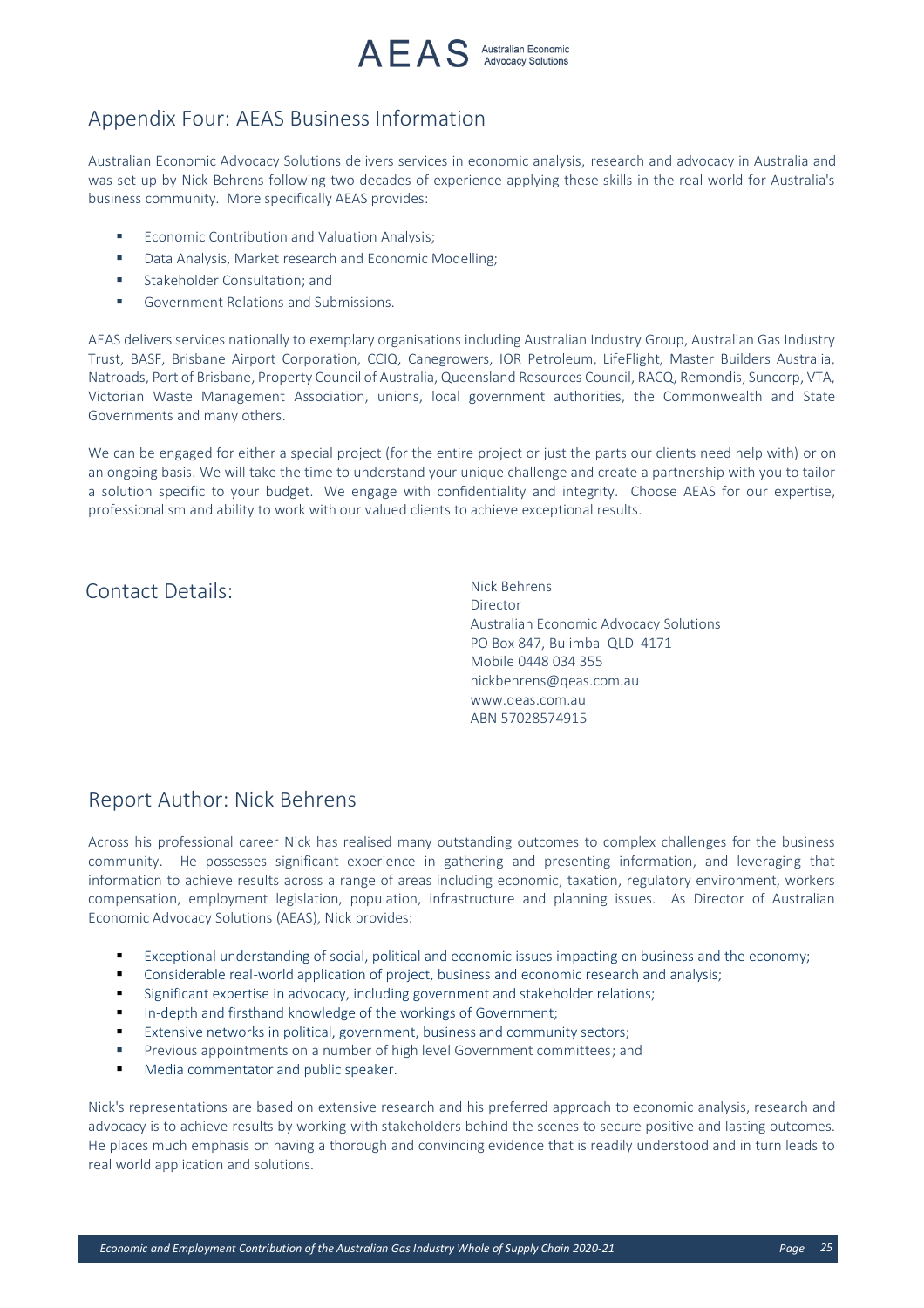## Appendix Four: AEAS Business Information

Australian Economic Advocacy Solutions delivers services in economic analysis, research and advocacy in Australia and was set up by Nick Behrens following two decades of experience applying these skills in the real world for Australia's business community. More specifically AEAS provides:

- Economic Contribution and Valuation Analysis;
- Data Analysis, Market research and Economic Modelling;
- Stakeholder Consultation; and
- Government Relations and Submissions.

AEAS delivers services nationally to exemplary organisations including Australian Industry Group, Australian Gas Industry Trust, BASF, Brisbane Airport Corporation, CCIQ, Canegrowers, IOR Petroleum, LifeFlight, Master Builders Australia, Natroads, Port of Brisbane, Property Council of Australia, Queensland Resources Council, RACQ, Remondis, Suncorp, VTA, Victorian Waste Management Association, unions, local government authorities, the Commonwealth and State Governments and many others.

We can be engaged for either a special project (for the entire project or just the parts our clients need help with) or on an ongoing basis. We will take the time to understand your unique challenge and create a partnership with you to tailor a solution specific to your budget. We engage with confidentiality and integrity. Choose AEAS for our expertise, professionalism and ability to work with our valued clients to achieve exceptional results.

## Contact Details:

Nick Behrens
Director
Australian Economic Advocacy Solutions
PO Box 847, Bulimba QLD 4171
Mobile 0448 034 355
nickbehrens@qeas.com.au
www.qeas.com.au
ABN 57028574915

## Report Author: Nick Behrens

Across his professional career Nick has realised many outstanding outcomes to complex challenges for the business community. He possesses significant experience in gathering and presenting information, and leveraging that information to achieve results across a range of areas including economic, taxation, regulatory environment, workers compensation, employment legislation, population, infrastructure and planning issues. As Director of Australian Economic Advocacy Solutions (AEAS), Nick provides:

- Exceptional understanding of social, political and economic issues impacting on business and the economy;
- Considerable real-world application of project, business and economic research and analysis;
- Significant expertise in advocacy, including government and stakeholder relations;
- In-depth and firsthand knowledge of the workings of Government;
- Extensive networks in political, government, business and community sectors;
- Previous appointments on a number of high level Government committees; and
- Media commentator and public speaker.

Nick's representations are based on extensive research and his preferred approach to economic analysis, research and advocacy is to achieve results by working with stakeholders behind the scenes to secure positive and lasting outcomes. He places much emphasis on having a thorough and convincing evidence that is readily understood and in turn leads to real world application and solutions.